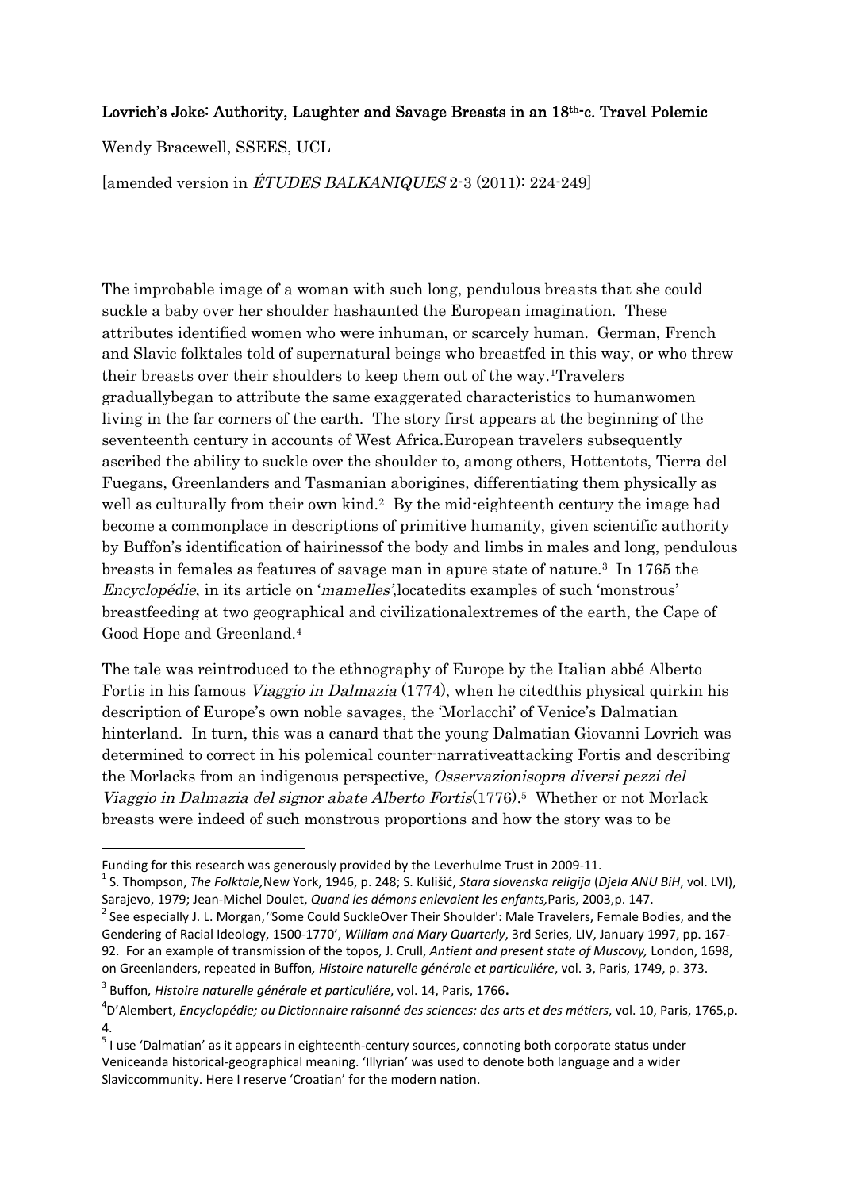# Lovrich's Joke: Authority, Laughter and Savage Breasts in an 18th-c. Travel Polemic

Wendy Bracewell, SSEES, UCL

[amended version in *ÉTUDES BALKANIQUES* 2-3 (2011): 224-249]

The improbable image of a woman with such long, pendulous breasts that she could suckle a baby over her shoulder hashaunted the European imagination. These attributes identified women who were inhuman, or scarcely human. German, French and Slavic folktales told of supernatural beings who breastfed in this way, or who threw their breasts over their shoulders to keep them out of the way.[1]Travelers graduallybegan to attribute the same exaggerated characteristics to humanwomen living in the far corners of the earth. The story first appears at the beginning of the seventeenth century in accounts of West Africa.European travelers subsequently ascribed the ability to suckle over the shoulder to, among others, Hottentots, Tierra del Fuegans, Greenlanders and Tasmanian aborigines, differentiating them physically as well as culturally from their own kind.[2] By the mid-eighteenth century the image had become a commonplace in descriptions of primitive humanity, given scientific authority by Buffon's identification of hairinessof the body and limbs in males and long, pendulous breasts in females as features of savage man in apure state of nature.[3] In 1765 the *Encyclopédie*, in its article on '*mamelles*',locatedits examples of such 'monstrous' breastfeeding at two geographical and civilizationalextremes of the earth, the Cape of Good Hope and Greenland.[4]

The tale was reintroduced to the ethnography of Europe by the Italian abbé Alberto Fortis in his famous *Viaggio in Dalmazia* (1774), when he citedthis physical quirkin his description of Europe's own noble savages, the 'Morlacchi' of Venice's Dalmatian hinterland. In turn, this was a canard that the young Dalmatian Giovanni Lovrich was determined to correct in his polemical counter-narrativeattacking Fortis and describing the Morlacks from an indigenous perspective, *Osservazionisopra diversi pezzi del Viaggio in Dalmazia del signor abate Alberto Fortis*(1776).[5] Whether or not Morlack breasts were indeed of such monstrous proportions and how the story was to be

---

Funding for this research was generously provided by the Leverhulme Trust in 2009-11.

[1] S. Thompson, *The Folktale,*New York, 1946, p. 248; S. Kulišić, *Stara slovenska religija* (*Djela ANU BiH*, vol. LVI), Sarajevo, 1979; Jean-Michel Doulet, *Quand les démons enlevaient les enfants,*Paris, 2003,p. 147.

[2] See especially J. L. Morgan,*'*'Some Could SuckleOver Their Shoulder': Male Travelers, Female Bodies, and the Gendering of Racial Ideology, 1500-1770', *William and Mary Quarterly*, 3rd Series, LIV, January 1997, pp. 167-92. For an example of transmission of the topos, J. Crull, *Antient and present state of Muscovy,* London, 1698, on Greenlanders, repeated in Buffon*, Histoire naturelle générale et particuliére*, vol. 3, Paris, 1749, p. 373.

[3] Buffon*, Histoire naturelle générale et particuliére*, vol. 14, Paris, 1766.

[4] D'Alembert, *Encyclopédie; ou Dictionnaire raisonné des sciences: des arts et des métiers*, vol. 10, Paris, 1765,p. 4.

[5] I use 'Dalmatian' as it appears in eighteenth-century sources, connoting both corporate status under Veniceanda historical-geographical meaning. 'Illyrian' was used to denote both language and a wider Slaviccommunity. Here I reserve 'Croatian' for the modern nation.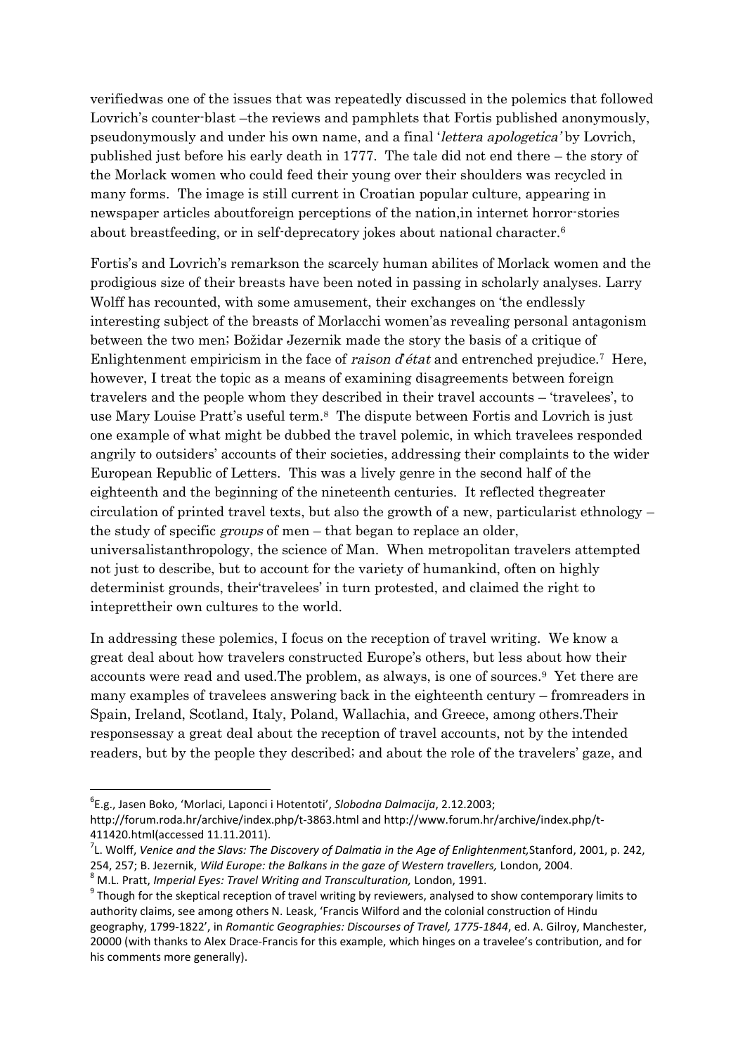verifiedwas one of the issues that was repeatedly discussed in the polemics that followed Lovrich's counter-blast –the reviews and pamphlets that Fortis published anonymously, pseudonymously and under his own name, and a final '*lettera apologetica'* by Lovrich, published just before his early death in 1777. The tale did not end there – the story of the Morlack women who could feed their young over their shoulders was recycled in many forms. The image is still current in Croatian popular culture, appearing in newspaper articles aboutforeign perceptions of the nation,in internet horror-stories about breastfeeding, or in self-deprecatory jokes about national character.[6]

Fortis's and Lovrich's remarkson the scarcely human abilites of Morlack women and the prodigious size of their breasts have been noted in passing in scholarly analyses. Larry Wolff has recounted, with some amusement, their exchanges on 'the endlessly interesting subject of the breasts of Morlacchi women'as revealing personal antagonism between the two men; Božidar Jezernik made the story the basis of a critique of Enlightenment empiricism in the face of *raison d'état* and entrenched prejudice.[7] Here, however, I treat the topic as a means of examining disagreements between foreign travelers and the people whom they described in their travel accounts – 'travelees', to use Mary Louise Pratt's useful term.[8] The dispute between Fortis and Lovrich is just one example of what might be dubbed the travel polemic, in which travelees responded angrily to outsiders' accounts of their societies, addressing their complaints to the wider European Republic of Letters. This was a lively genre in the second half of the eighteenth and the beginning of the nineteenth centuries. It reflected thegreater circulation of printed travel texts, but also the growth of a new, particularist ethnology – the study of specific *groups* of men – that began to replace an older, universalistanthropology, the science of Man. When metropolitan travelers attempted not just to describe, but to account for the variety of humankind, often on highly determinist grounds, their'travelees' in turn protested, and claimed the right to inteprettheir own cultures to the world.

In addressing these polemics, I focus on the reception of travel writing. We know a great deal about how travelers constructed Europe's others, but less about how their accounts were read and used.The problem, as always, is one of sources.[9] Yet there are many examples of travelees answering back in the eighteenth century – fromreaders in Spain, Ireland, Scotland, Italy, Poland, Wallachia, and Greece, among others.Their responsessay a great deal about the reception of travel accounts, not by the intended readers, but by the people they described; and about the role of the travelers' gaze, and

---

[6] E.g., Jasen Boko, 'Morlaci, Laponci i Hotentoti', *Slobodna Dalmacija*, 2.12.2003; http://forum.roda.hr/archive/index.php/t-3863.html and http://www.forum.hr/archive/index.php/t-411420.html(accessed 11.11.2011).

[7] L. Wolff, *Venice and the Slavs: The Discovery of Dalmatia in the Age of Enlightenment,*Stanford, 2001, p. 242, 254, 257; B. Jezernik, *Wild Europe: the Balkans in the gaze of Western travellers,* London, 2004.

[8] M.L. Pratt, *Imperial Eyes: Travel Writing and Transculturation,* London, 1991.

[9] Though for the skeptical reception of travel writing by reviewers, analysed to show contemporary limits to authority claims, see among others N. Leask, 'Francis Wilford and the colonial construction of Hindu geography, 1799-1822', in *Romantic Geographies: Discourses of Travel, 1775-1844*, ed. A. Gilroy, Manchester, 20000 (with thanks to Alex Drace-Francis for this example, which hinges on a travelee's contribution, and for his comments more generally).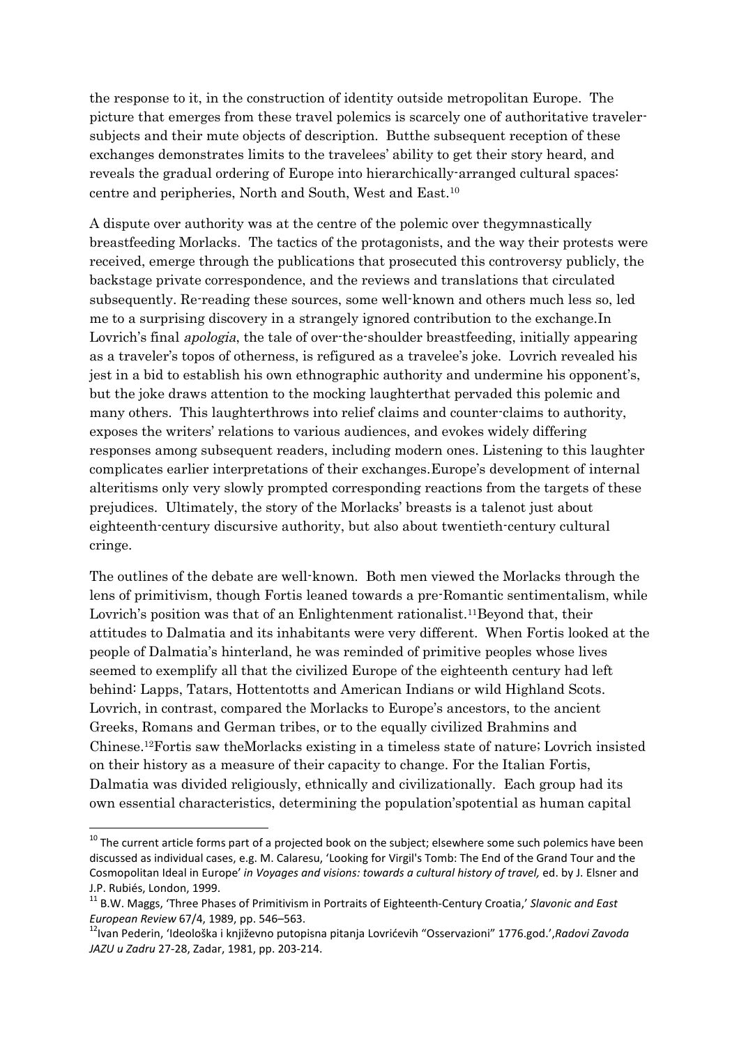the response to it, in the construction of identity outside metropolitan Europe. The picture that emerges from these travel polemics is scarcely one of authoritative traveler-subjects and their mute objects of description. Butthe subsequent reception of these exchanges demonstrates limits to the travelees' ability to get their story heard, and reveals the gradual ordering of Europe into hierarchically-arranged cultural spaces: centre and peripheries, North and South, West and East.[10]

A dispute over authority was at the centre of the polemic over thegymnastically breastfeeding Morlacks. The tactics of the protagonists, and the way their protests were received, emerge through the publications that prosecuted this controversy publicly, the backstage private correspondence, and the reviews and translations that circulated subsequently. Re-reading these sources, some well-known and others much less so, led me to a surprising discovery in a strangely ignored contribution to the exchange.In Lovrich's final *apologia*, the tale of over-the-shoulder breastfeeding, initially appearing as a traveler's topos of otherness, is refigured as a travelee's joke. Lovrich revealed his jest in a bid to establish his own ethnographic authority and undermine his opponent's, but the joke draws attention to the mocking laughterthat pervaded this polemic and many others. This laughterthrows into relief claims and counter-claims to authority, exposes the writers' relations to various audiences, and evokes widely differing responses among subsequent readers, including modern ones. Listening to this laughter complicates earlier interpretations of their exchanges.Europe's development of internal alteritisms only very slowly prompted corresponding reactions from the targets of these prejudices. Ultimately, the story of the Morlacks' breasts is a talenot just about eighteenth-century discursive authority, but also about twentieth-century cultural cringe.

The outlines of the debate are well-known. Both men viewed the Morlacks through the lens of primitivism, though Fortis leaned towards a pre-Romantic sentimentalism, while Lovrich's position was that of an Enlightenment rationalist.[11]Beyond that, their attitudes to Dalmatia and its inhabitants were very different. When Fortis looked at the people of Dalmatia's hinterland, he was reminded of primitive peoples whose lives seemed to exemplify all that the civilized Europe of the eighteenth century had left behind: Lapps, Tatars, Hottentotts and American Indians or wild Highland Scots. Lovrich, in contrast, compared the Morlacks to Europe's ancestors, to the ancient Greeks, Romans and German tribes, or to the equally civilized Brahmins and Chinese.[12]Fortis saw theMorlacks existing in a timeless state of nature; Lovrich insisted on their history as a measure of their capacity to change. For the Italian Fortis, Dalmatia was divided religiously, ethnically and civilizationally. Each group had its own essential characteristics, determining the population'spotential as human capital

---

[10] The current article forms part of a projected book on the subject; elsewhere some such polemics have been discussed as individual cases, e.g. M. Calaresu, 'Looking for Virgil's Tomb: The End of the Grand Tour and the Cosmopolitan Ideal in Europe' *in Voyages and visions: towards a cultural history of travel,* ed. by J. Elsner and J.P. Rubiés, London, 1999.

[11] B.W. Maggs, 'Three Phases of Primitivism in Portraits of Eighteenth-Century Croatia,' *Slavonic and East European Review* 67/4, 1989, pp. 546–563.

[12] Ivan Pederin, 'Ideološka i književno putopisna pitanja Lovrićevih "Osservazioni" 1776.god.',*Radovi Zavoda JAZU u Zadru* 27-28, Zadar, 1981, pp. 203-214.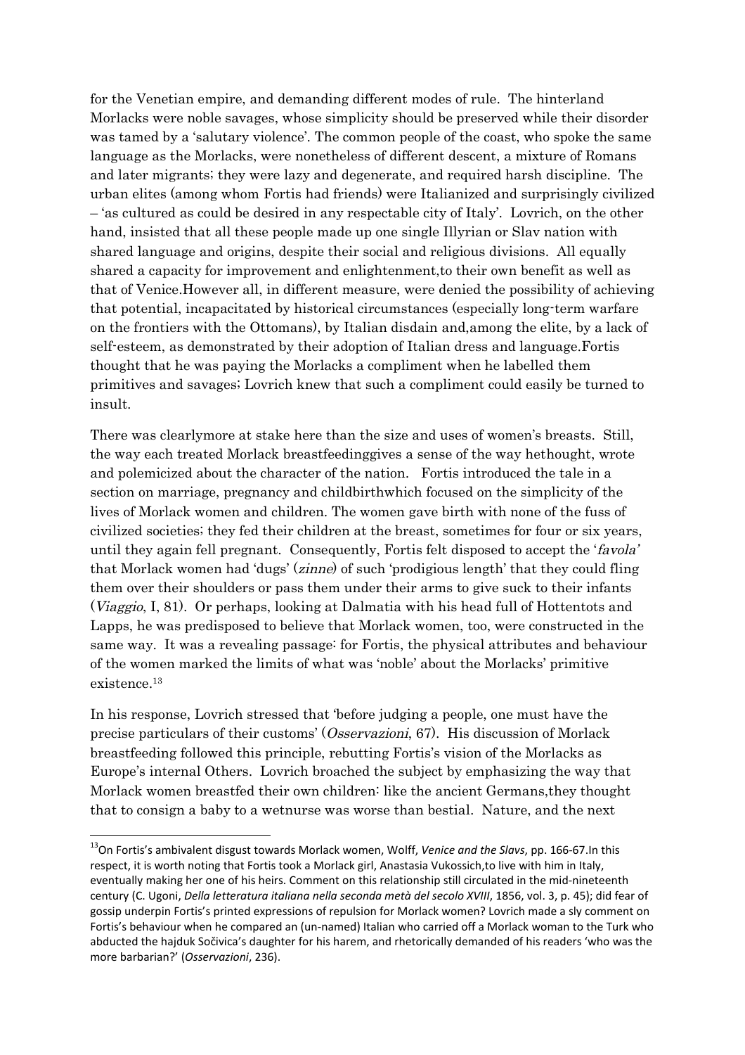for the Venetian empire, and demanding different modes of rule. The hinterland Morlacks were noble savages, whose simplicity should be preserved while their disorder was tamed by a 'salutary violence'. The common people of the coast, who spoke the same language as the Morlacks, were nonetheless of different descent, a mixture of Romans and later migrants; they were lazy and degenerate, and required harsh discipline. The urban elites (among whom Fortis had friends) were Italianized and surprisingly civilized – 'as cultured as could be desired in any respectable city of Italy'. Lovrich, on the other hand, insisted that all these people made up one single Illyrian or Slav nation with shared language and origins, despite their social and religious divisions. All equally shared a capacity for improvement and enlightenment,to their own benefit as well as that of Venice.However all, in different measure, were denied the possibility of achieving that potential, incapacitated by historical circumstances (especially long-term warfare on the frontiers with the Ottomans), by Italian disdain and,among the elite, by a lack of self-esteem, as demonstrated by their adoption of Italian dress and language.Fortis thought that he was paying the Morlacks a compliment when he labelled them primitives and savages; Lovrich knew that such a compliment could easily be turned to insult.

There was clearlymore at stake here than the size and uses of women's breasts. Still, the way each treated Morlack breastfeedinggives a sense of the way hethought, wrote and polemicized about the character of the nation. Fortis introduced the tale in a section on marriage, pregnancy and childbirthwhich focused on the simplicity of the lives of Morlack women and children. The women gave birth with none of the fuss of civilized societies; they fed their children at the breast, sometimes for four or six years, until they again fell pregnant. Consequently, Fortis felt disposed to accept the '*favola*' that Morlack women had 'dugs' (*zinne*) of such 'prodigious length' that they could fling them over their shoulders or pass them under their arms to give suck to their infants (*Viaggio*, I, 81). Or perhaps, looking at Dalmatia with his head full of Hottentots and Lapps, he was predisposed to believe that Morlack women, too, were constructed in the same way. It was a revealing passage: for Fortis, the physical attributes and behaviour of the women marked the limits of what was 'noble' about the Morlacks' primitive existence.[13]

In his response, Lovrich stressed that 'before judging a people, one must have the precise particulars of their customs' (*Osservazioni*, 67). His discussion of Morlack breastfeeding followed this principle, rebutting Fortis's vision of the Morlacks as Europe's internal Others. Lovrich broached the subject by emphasizing the way that Morlack women breastfed their own children: like the ancient Germans,they thought that to consign a baby to a wetnurse was worse than bestial. Nature, and the next

---

[13]On Fortis's ambivalent disgust towards Morlack women, Wolff, *Venice and the Slavs*, pp. 166-67.In this respect, it is worth noting that Fortis took a Morlack girl, Anastasia Vukossich,to live with him in Italy, eventually making her one of his heirs. Comment on this relationship still circulated in the mid-nineteenth century (C. Ugoni, *Della letteratura italiana nella seconda metà del secolo XVIII*, 1856, vol. 3, p. 45); did fear of gossip underpin Fortis's printed expressions of repulsion for Morlack women? Lovrich made a sly comment on Fortis's behaviour when he compared an (un-named) Italian who carried off a Morlack woman to the Turk who abducted the hajduk Sočivica's daughter for his harem, and rhetorically demanded of his readers 'who was the more barbarian?' (*Osservazioni*, 236).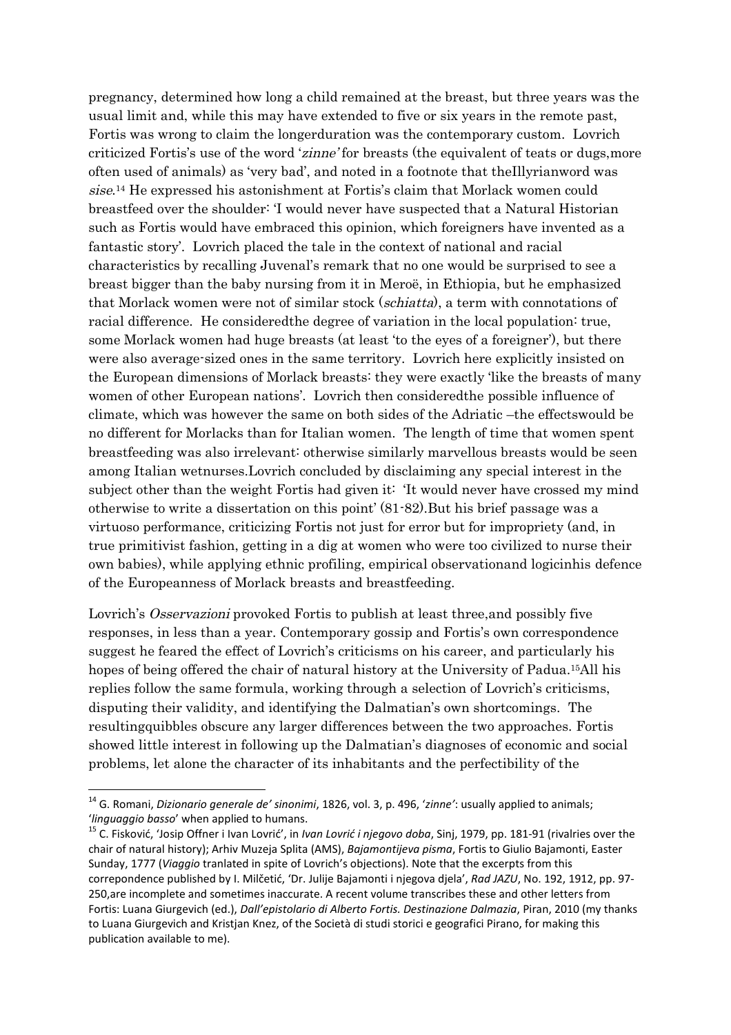pregnancy, determined how long a child remained at the breast, but three years was the usual limit and, while this may have extended to five or six years in the remote past, Fortis was wrong to claim the longerduration was the contemporary custom. Lovrich criticized Fortis's use of the word '*zinne*' for breasts (the equivalent of teats or dugs,more often used of animals) as 'very bad', and noted in a footnote that theIllyrianword was *sise*.[14] He expressed his astonishment at Fortis's claim that Morlack women could breastfeed over the shoulder: 'I would never have suspected that a Natural Historian such as Fortis would have embraced this opinion, which foreigners have invented as a fantastic story'. Lovrich placed the tale in the context of national and racial characteristics by recalling Juvenal's remark that no one would be surprised to see a breast bigger than the baby nursing from it in Meroë, in Ethiopia, but he emphasized that Morlack women were not of similar stock (*schiatta*), a term with connotations of racial difference. He consideredthe degree of variation in the local population: true, some Morlack women had huge breasts (at least 'to the eyes of a foreigner'), but there were also average-sized ones in the same territory. Lovrich here explicitly insisted on the European dimensions of Morlack breasts: they were exactly 'like the breasts of many women of other European nations'. Lovrich then consideredthe possible influence of climate, which was however the same on both sides of the Adriatic –the effectswould be no different for Morlacks than for Italian women. The length of time that women spent breastfeeding was also irrelevant: otherwise similarly marvellous breasts would be seen among Italian wetnurses.Lovrich concluded by disclaiming any special interest in the subject other than the weight Fortis had given it: 'It would never have crossed my mind otherwise to write a dissertation on this point' (81-82).But his brief passage was a virtuoso performance, criticizing Fortis not just for error but for impropriety (and, in true primitivist fashion, getting in a dig at women who were too civilized to nurse their own babies), while applying ethnic profiling, empirical observationand logicinhis defence of the Europeanness of Morlack breasts and breastfeeding.

Lovrich's *Osservazioni* provoked Fortis to publish at least three,and possibly five responses, in less than a year. Contemporary gossip and Fortis's own correspondence suggest he feared the effect of Lovrich's criticisms on his career, and particularly his hopes of being offered the chair of natural history at the University of Padua.[15]All his replies follow the same formula, working through a selection of Lovrich's criticisms, disputing their validity, and identifying the Dalmatian's own shortcomings. The resultingquibbles obscure any larger differences between the two approaches. Fortis showed little interest in following up the Dalmatian's diagnoses of economic and social problems, let alone the character of its inhabitants and the perfectibility of the

---

[14] G. Romani, *Dizionario generale de' sinonimi*, 1826, vol. 3, p. 496, '*zinne'*: usually applied to animals; '*linguaggio basso*' when applied to humans.

[15] C. Fisković, 'Josip Offner i Ivan Lovrić', in *Ivan Lovrić i njegovo doba*, Sinj, 1979, pp. 181-91 (rivalries over the chair of natural history); Arhiv Muzeja Splita (AMS), *Bajamontijeva pisma*, Fortis to Giulio Bajamonti, Easter Sunday, 1777 (*Viaggio* tranlated in spite of Lovrich's objections). Note that the excerpts from this correpondence published by I. Milčetić, 'Dr. Julije Bajamonti i njegova djela', *Rad JAZU*, No. 192, 1912, pp. 97-250,are incomplete and sometimes inaccurate. A recent volume transcribes these and other letters from Fortis: Luana Giurgevich (ed.), *Dall'epistolario di Alberto Fortis. Destinazione Dalmazia*, Piran, 2010 (my thanks to Luana Giurgevich and Kristjan Knez, of the Società di studi storici e geografici Pirano, for making this publication available to me).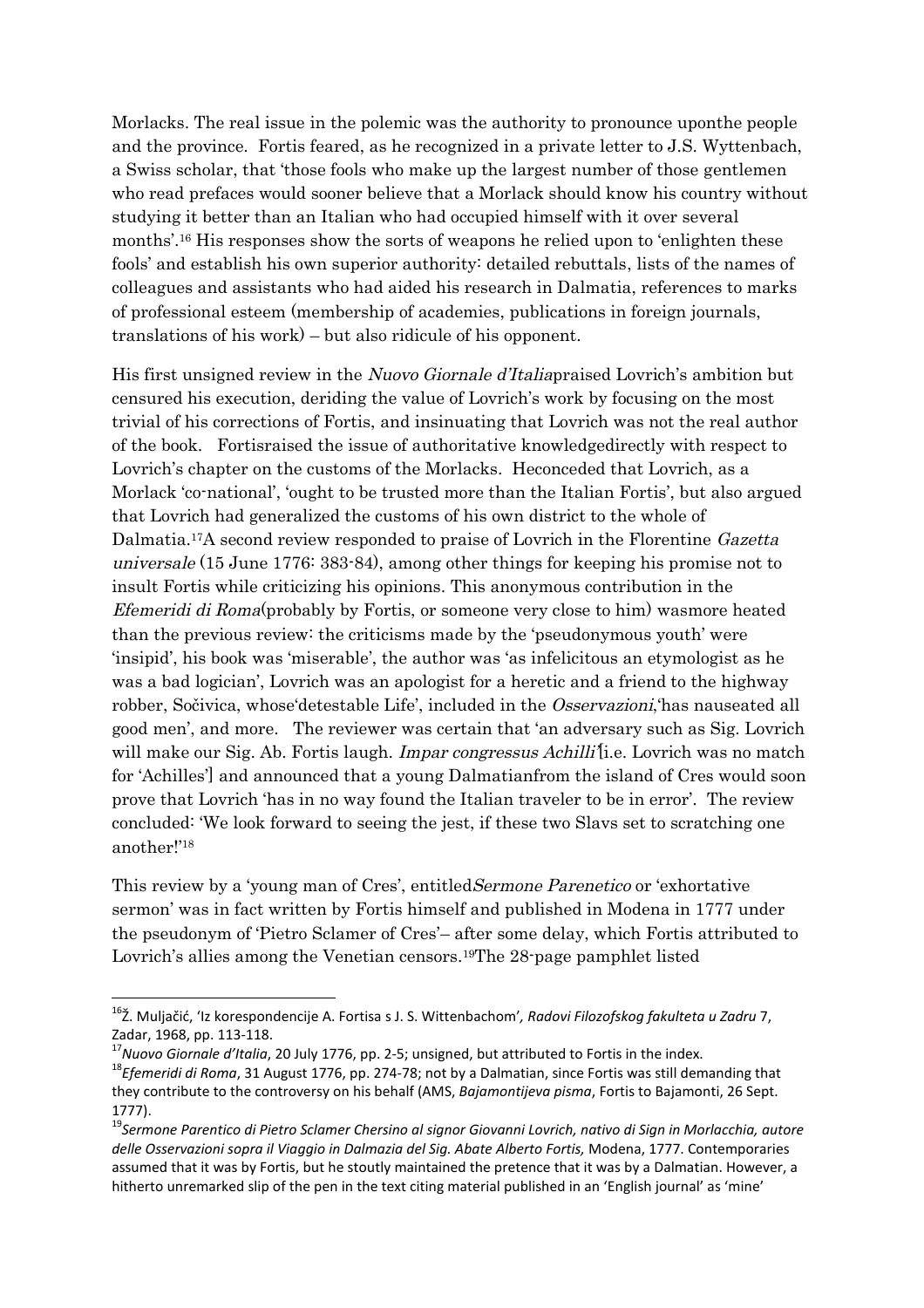Morlacks. The real issue in the polemic was the authority to pronounce uponthe people and the province. Fortis feared, as he recognized in a private letter to J.S. Wyttenbach, a Swiss scholar, that 'those fools who make up the largest number of those gentlemen who read prefaces would sooner believe that a Morlack should know his country without studying it better than an Italian who had occupied himself with it over several months'.[16] His responses show the sorts of weapons he relied upon to 'enlighten these fools' and establish his own superior authority: detailed rebuttals, lists of the names of colleagues and assistants who had aided his research in Dalmatia, references to marks of professional esteem (membership of academies, publications in foreign journals, translations of his work) – but also ridicule of his opponent.

His first unsigned review in the *Nuovo Giornale d'Italia*praised Lovrich's ambition but censured his execution, deriding the value of Lovrich's work by focusing on the most trivial of his corrections of Fortis, and insinuating that Lovrich was not the real author of the book. Fortisraised the issue of authoritative knowledgedirectly with respect to Lovrich's chapter on the customs of the Morlacks. Heconceded that Lovrich, as a Morlack 'co-national', 'ought to be trusted more than the Italian Fortis', but also argued that Lovrich had generalized the customs of his own district to the whole of Dalmatia.[17]A second review responded to praise of Lovrich in the Florentine *Gazetta universale* (15 June 1776: 383-84), among other things for keeping his promise not to insult Fortis while criticizing his opinions. This anonymous contribution in the *Efemeridi di Roma*(probably by Fortis, or someone very close to him) wasmore heated than the previous review: the criticisms made by the 'pseudonymous youth' were 'insipid', his book was 'miserable', the author was 'as infelicitous an etymologist as he was a bad logician', Lovrich was an apologist for a heretic and a friend to the highway robber, Sočivica, whose'detestable Life', included in the *Osservazioni*,'has nauseated all good men', and more. The reviewer was certain that 'an adversary such as Sig. Lovrich will make our Sig. Ab. Fortis laugh. *Impar congressus Achilli'*[i.e. Lovrich was no match for 'Achilles'] and announced that a young Dalmatianfrom the island of Cres would soon prove that Lovrich 'has in no way found the Italian traveler to be in error'. The review concluded: 'We look forward to seeing the jest, if these two Slavs set to scratching one another!'[18]

This review by a 'young man of Cres', entitled*Sermone Parenetico* or 'exhortative sermon' was in fact written by Fortis himself and published in Modena in 1777 under the pseudonym of 'Pietro Sclamer of Cres'– after some delay, which Fortis attributed to Lovrich's allies among the Venetian censors.[19]The 28-page pamphlet listed

---

[16] Ž. Muljačić, 'Iz korespondencije A. Fortisa s J. S. Wittenbachom', *Radovi Filozofskog fakulteta u Zadru* 7, Zadar, 1968, pp. 113-118.

[17] *Nuovo Giornale d'Italia*, 20 July 1776, pp. 2-5; unsigned, but attributed to Fortis in the index.

[18] *Efemeridi di Roma*, 31 August 1776, pp. 274-78; not by a Dalmatian, since Fortis was still demanding that they contribute to the controversy on his behalf (AMS, *Bajamontijeva pisma*, Fortis to Bajamonti, 26 Sept. 1777).

[19] *Sermone Parentico di Pietro Sclamer Chersino al signor Giovanni Lovrich, nativo di Sign in Morlacchia, autore delle Osservazioni sopra il Viaggio in Dalmazia del Sig. Abbate Alberto Fortis,* Modena, 1777. Contemporaries assumed that it was by Fortis, but he stoutly maintained the pretence that it was by a Dalmatian. However, a hitherto unremarked slip of the pen in the text citing material published in an 'English journal' as 'mine'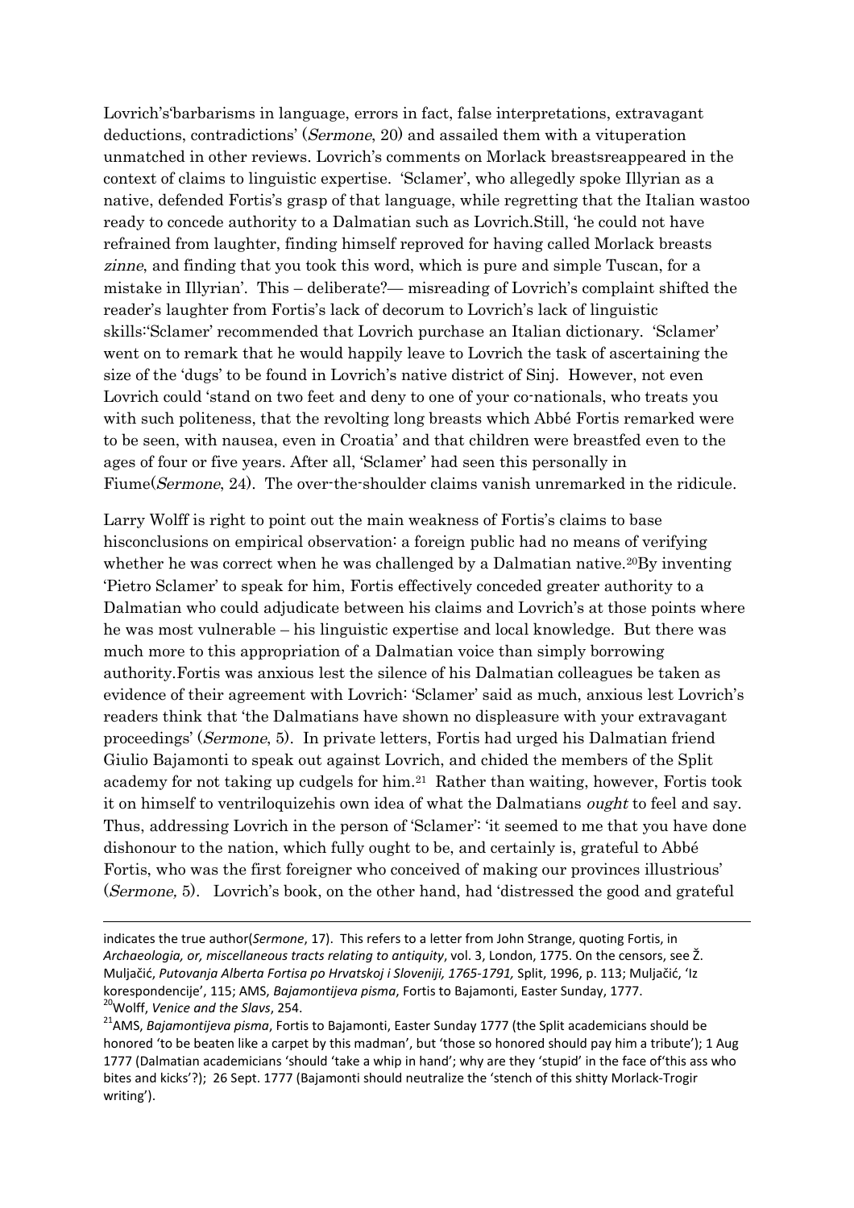Lovrich's'barbarisms in language, errors in fact, false interpretations, extravagant deductions, contradictions' (*Sermone*, 20) and assailed them with a vituperation unmatched in other reviews. Lovrich's comments on Morlack breastsreappeared in the context of claims to linguistic expertise. 'Sclamer', who allegedly spoke Illyrian as a native, defended Fortis's grasp of that language, while regretting that the Italian wastoo ready to concede authority to a Dalmatian such as Lovrich.Still, 'he could not have refrained from laughter, finding himself reproved for having called Morlack breasts *zinne*, and finding that you took this word, which is pure and simple Tuscan, for a mistake in Illyrian'. This – deliberate?— misreading of Lovrich's complaint shifted the reader's laughter from Fortis's lack of decorum to Lovrich's lack of linguistic skills:'Sclamer' recommended that Lovrich purchase an Italian dictionary. 'Sclamer' went on to remark that he would happily leave to Lovrich the task of ascertaining the size of the 'dugs' to be found in Lovrich's native district of Sinj. However, not even Lovrich could 'stand on two feet and deny to one of your co-nationals, who treats you with such politeness, that the revolting long breasts which Abbé Fortis remarked were to be seen, with nausea, even in Croatia' and that children were breastfed even to the ages of four or five years. After all, 'Sclamer' had seen this personally in Fiume(*Sermone*, 24). The over-the-shoulder claims vanish unremarked in the ridicule.

Larry Wolff is right to point out the main weakness of Fortis's claims to base hisconclusions on empirical observation: a foreign public had no means of verifying whether he was correct when he was challenged by a Dalmatian native.[20]By inventing 'Pietro Sclamer' to speak for him, Fortis effectively conceded greater authority to a Dalmatian who could adjudicate between his claims and Lovrich's at those points where he was most vulnerable – his linguistic expertise and local knowledge. But there was much more to this appropriation of a Dalmatian voice than simply borrowing authority.Fortis was anxious lest the silence of his Dalmatian colleagues be taken as evidence of their agreement with Lovrich: 'Sclamer' said as much, anxious lest Lovrich's readers think that 'the Dalmatians have shown no displeasure with your extravagant proceedings' (*Sermone*, 5). In private letters, Fortis had urged his Dalmatian friend Giulio Bajamonti to speak out against Lovrich, and chided the members of the Split academy for not taking up cudgels for him.[21] Rather than waiting, however, Fortis took it on himself to ventriloquizehis own idea of what the Dalmatians *ought* to feel and say. Thus, addressing Lovrich in the person of 'Sclamer': 'it seemed to me that you have done dishonour to the nation, which fully ought to be, and certainly is, grateful to Abbé Fortis, who was the first foreigner who conceived of making our provinces illustrious' (*Sermone,* 5). Lovrich's book, on the other hand, had 'distressed the good and grateful

---

indicates the true author(*Sermone*, 17). This refers to a letter from John Strange, quoting Fortis, in *Archaeologia, or, miscellaneous tracts relating to antiquity*, vol. 3, London, 1775. On the censors, see Ž. Muljačić, *Putovanja Alberta Fortisa po Hrvatskoj i Sloveniji, 1765-1791,* Split, 1996, p. 113; Muljačić, 'Iz korespondencije', 115; AMS, *Bajamontijeva pisma*, Fortis to Bajamonti, Easter Sunday, 1777.

[20] Wolff, *Venice and the Slavs*, 254.

[21] AMS, *Bajamontijeva pisma*, Fortis to Bajamonti, Easter Sunday 1777 (the Split academicians should be honored 'to be beaten like a carpet by this madman', but 'those so honored should pay him a tribute'); 1 Aug 1777 (Dalmatian academicians 'should 'take a whip in hand'; why are they 'stupid' in the face of'this ass who bites and kicks'?); 26 Sept. 1777 (Bajamonti should neutralize the 'stench of this shitty Morlack-Trogir writing').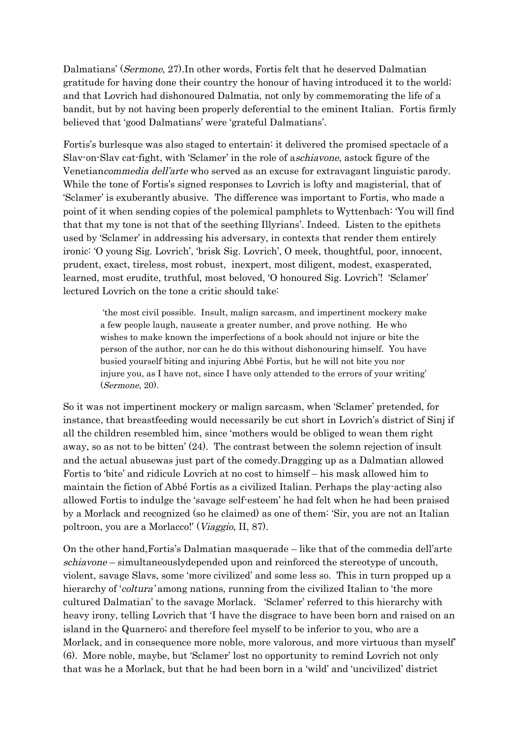Dalmatians' (*Sermone*, 27).In other words, Fortis felt that he deserved Dalmatian gratitude for having done their country the honour of having introduced it to the world; and that Lovrich had dishonoured Dalmatia, not only by commemorating the life of a bandit, but by not having been properly deferential to the eminent Italian. Fortis firmly believed that 'good Dalmatians' were 'grateful Dalmatians'.

Fortis's burlesque was also staged to entertain: it delivered the promised spectacle of a Slav-on-Slav cat-fight, with 'Sclamer' in the role of a*schiavone*, astock figure of the Venetian*commedia dell'arte* who served as an excuse for extravagant linguistic parody. While the tone of Fortis's signed responses to Lovrich is lofty and magisterial, that of 'Sclamer' is exuberantly abusive. The difference was important to Fortis, who made a point of it when sending copies of the polemical pamphlets to Wyttenbach: 'You will find that that my tone is not that of the seething Illyrians'. Indeed. Listen to the epithets used by 'Sclamer' in addressing his adversary, in contexts that render them entirely ironic: 'O young Sig. Lovrich', 'brisk Sig. Lovrich', O meek, thoughtful, poor, innocent, prudent, exact, tireless, most robust, inexpert, most diligent, modest, exasperated, learned, most erudite, truthful, most beloved, 'O honoured Sig. Lovrich'! 'Sclamer' lectured Lovrich on the tone a critic should take:

> 'the most civil possible. Insult, malign sarcasm, and impertinent mockery make a few people laugh, nauseate a greater number, and prove nothing. He who wishes to make known the imperfections of a book should not injure or bite the person of the author, nor can he do this without dishonouring himself. You have busied yourself biting and injuring Abbé Fortis, but he will not bite you nor injure you, as I have not, since I have only attended to the errors of your writing' (*Sermone*, 20).

So it was not impertinent mockery or malign sarcasm, when 'Sclamer' pretended, for instance, that breastfeeding would necessarily be cut short in Lovrich's district of Sinj if all the children resembled him, since 'mothers would be obliged to wean them right away, so as not to be bitten' (24). The contrast between the solemn rejection of insult and the actual abusewas just part of the comedy.Dragging up as a Dalmatian allowed Fortis to 'bite' and ridicule Lovrich at no cost to himself – his mask allowed him to maintain the fiction of Abbé Fortis as a civilized Italian. Perhaps the play-acting also allowed Fortis to indulge the 'savage self-esteem' he had felt when he had been praised by a Morlack and recognized (so he claimed) as one of them: 'Sir, you are not an Italian poltroon, you are a Morlacco!' (*Viaggio*, II, 87).

On the other hand,Fortis's Dalmatian masquerade – like that of the commedia dell'arte *schiavone* – simultaneouslydepended upon and reinforced the stereotype of uncouth, violent, savage Slavs, some 'more civilized' and some less so. This in turn propped up a hierarchy of '*coltura'* among nations, running from the civilized Italian to 'the more cultured Dalmatian' to the savage Morlack. 'Sclamer' referred to this hierarchy with heavy irony, telling Lovrich that 'I have the disgrace to have been born and raised on an island in the Quarnero; and therefore feel myself to be inferior to you, who are a Morlack, and in consequence more noble, more valorous, and more virtuous than myself' (6). More noble, maybe, but 'Sclamer' lost no opportunity to remind Lovrich not only that was he a Morlack, but that he had been born in a 'wild' and 'uncivilized' district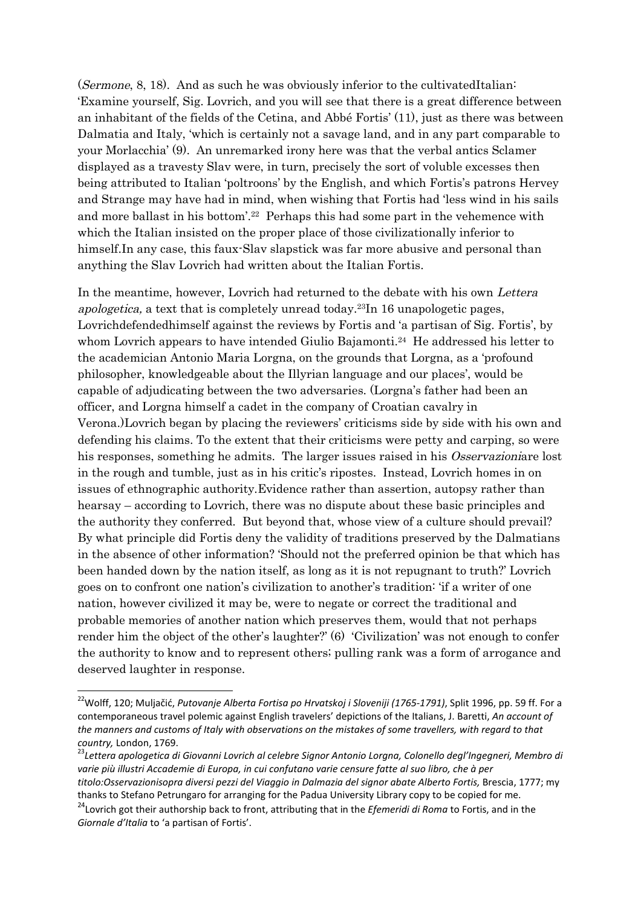(*Sermone*, 8, 18). And as such he was obviously inferior to the cultivatedItalian: 'Examine yourself, Sig. Lovrich, and you will see that there is a great difference between an inhabitant of the fields of the Cetina, and Abbé Fortis' (11), just as there was between Dalmatia and Italy, 'which is certainly not a savage land, and in any part comparable to your Morlacchia' (9). An unremarked irony here was that the verbal antics Sclamer displayed as a travesty Slav were, in turn, precisely the sort of voluble excesses then being attributed to Italian 'poltroons' by the English, and which Fortis's patrons Hervey and Strange may have had in mind, when wishing that Fortis had 'less wind in his sails and more ballast in his bottom'.[22] Perhaps this had some part in the vehemence with which the Italian insisted on the proper place of those civilizationally inferior to himself.In any case, this faux-Slav slapstick was far more abusive and personal than anything the Slav Lovrich had written about the Italian Fortis.

In the meantime, however, Lovrich had returned to the debate with his own *Lettera apologetica,* a text that is completely unread today.[23]In 16 unapologetic pages, Lovrichdefendedhimself against the reviews by Fortis and 'a partisan of Sig. Fortis', by whom Lovrich appears to have intended Giulio Bajamonti.[24] He addressed his letter to the academician Antonio Maria Lorgna, on the grounds that Lorgna, as a 'profound philosopher, knowledgeable about the Illyrian language and our places', would be capable of adjudicating between the two adversaries. (Lorgna's father had been an officer, and Lorgna himself a cadet in the company of Croatian cavalry in Verona.)Lovrich began by placing the reviewers' criticisms side by side with his own and defending his claims. To the extent that their criticisms were petty and carping, so were his responses, something he admits. The larger issues raised in his *Osservazioni*are lost in the rough and tumble, just as in his critic's ripostes. Instead, Lovrich homes in on issues of ethnographic authority.Evidence rather than assertion, autopsy rather than hearsay – according to Lovrich, there was no dispute about these basic principles and the authority they conferred. But beyond that, whose view of a culture should prevail? By what principle did Fortis deny the validity of traditions preserved by the Dalmatians in the absence of other information? 'Should not the preferred opinion be that which has been handed down by the nation itself, as long as it is not repugnant to truth?' Lovrich goes on to confront one nation's civilization to another's tradition: 'if a writer of one nation, however civilized it may be, were to negate or correct the traditional and probable memories of another nation which preserves them, would that not perhaps render him the object of the other's laughter?' (6) 'Civilization' was not enough to confer the authority to know and to represent others; pulling rank was a form of arrogance and deserved laughter in response.

[22] Wolff, 120; Muljačić, *Putovanje Alberta Fortisa po Hrvatskoj i Sloveniji (1765-1791)*, Split 1996, pp. 59 ff. For a contemporaneous travel polemic against English travelers' depictions of the Italians, J. Baretti, *An account of the manners and customs of Italy with observations on the mistakes of some travellers, with regard to that country,* London, 1769.

[23] *Lettera apologetica di Giovanni Lovrich al celebre Signor Antonio Lorgna, Colonello degl'Ingegneri, Membro di varie più illustri Accademie di Europa, in cui confutano varie censure fatte al suo libro, che à per titolo:Osservazionisopra diversi pezzi del Viaggio in Dalmazia del signor abate Alberto Fortis,* Brescia, 1777; my thanks to Stefano Petrungaro for arranging for the Padua University Library copy to be copied for me.

[24] Lovrich got their authorship back to front, attributing that in the *Efemeridi di Roma* to Fortis, and in the *Giornale d'Italia* to 'a partisan of Fortis'.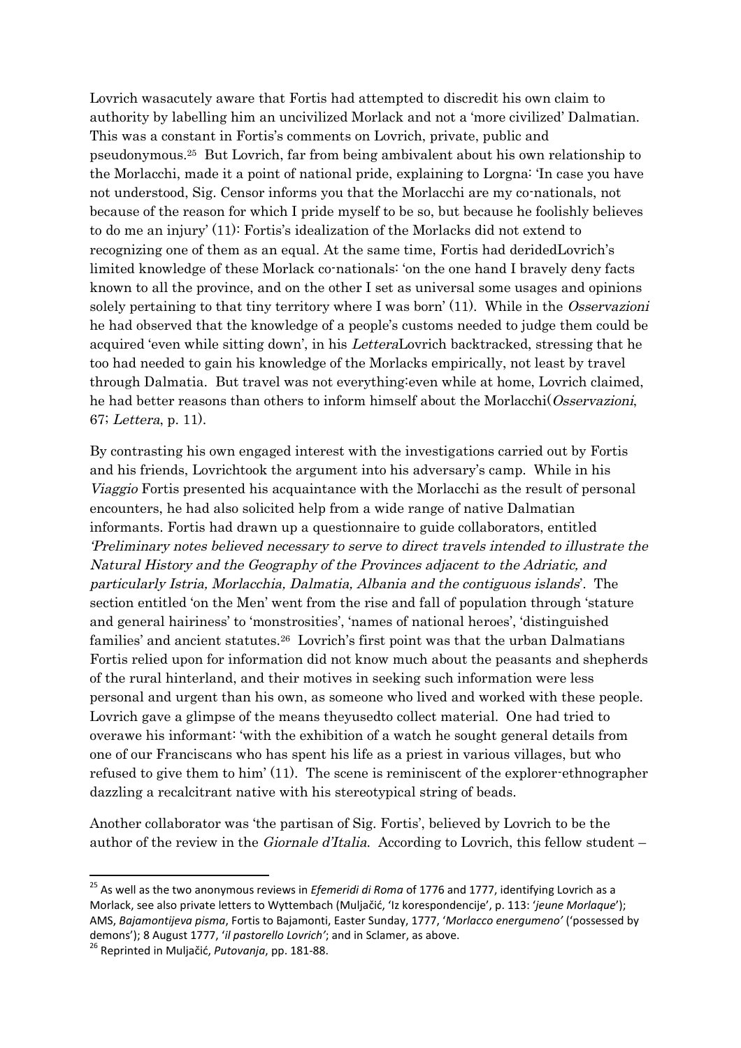Lovrich wasacutely aware that Fortis had attempted to discredit his own claim to authority by labelling him an uncivilized Morlack and not a 'more civilized' Dalmatian. This was a constant in Fortis's comments on Lovrich, private, public and pseudonymous.[25] But Lovrich, far from being ambivalent about his own relationship to the Morlacchi, made it a point of national pride, explaining to Lorgna: 'In case you have not understood, Sig. Censor informs you that the Morlacchi are my co-nationals, not because of the reason for which I pride myself to be so, but because he foolishly believes to do me an injury' (11): Fortis's idealization of the Morlacks did not extend to recognizing one of them as an equal. At the same time, Fortis had deridedLovrich's limited knowledge of these Morlack co-nationals: 'on the one hand I bravely deny facts known to all the province, and on the other I set as universal some usages and opinions solely pertaining to that tiny territory where I was born' (11). While in the *Osservazioni* he had observed that the knowledge of a people's customs needed to judge them could be acquired 'even while sitting down', in his *Lettera*Lovrich backtracked, stressing that he too had needed to gain his knowledge of the Morlacks empirically, not least by travel through Dalmatia. But travel was not everything:even while at home, Lovrich claimed, he had better reasons than others to inform himself about the Morlacchi(*Osservazioni*, 67; *Lettera*, p. 11).

By contrasting his own engaged interest with the investigations carried out by Fortis and his friends, Lovrichtook the argument into his adversary's camp. While in his *Viaggio* Fortis presented his acquaintance with the Morlacchi as the result of personal encounters, he had also solicited help from a wide range of native Dalmatian informants. Fortis had drawn up a questionnaire to guide collaborators, entitled *'Preliminary notes believed necessary to serve to direct travels intended to illustrate the Natural History and the Geography of the Provinces adjacent to the Adriatic, and particularly Istria, Morlacchia, Dalmatia, Albania and the contiguous islands'*. The section entitled 'on the Men' went from the rise and fall of population through 'stature and general hairiness' to 'monstrosities', 'names of national heroes', 'distinguished families' and ancient statutes.[26] Lovrich's first point was that the urban Dalmatians Fortis relied upon for information did not know much about the peasants and shepherds of the rural hinterland, and their motives in seeking such information were less personal and urgent than his own, as someone who lived and worked with these people. Lovrich gave a glimpse of the means theyusedto collect material. One had tried to overawe his informant: 'with the exhibition of a watch he sought general details from one of our Franciscans who has spent his life as a priest in various villages, but who refused to give them to him' (11). The scene is reminiscent of the explorer-ethnographer dazzling a recalcitrant native with his stereotypical string of beads.

Another collaborator was 'the partisan of Sig. Fortis', believed by Lovrich to be the author of the review in the *Giornale d'Italia*. According to Lovrich, this fellow student –

---

[25] As well as the two anonymous reviews in *Efemeridi di Roma* of 1776 and 1777, identifying Lovrich as a Morlack, see also private letters to Wyttembach (Muljačić, 'Iz korespondencije', p. 113: '*jeune Morlaque*'); AMS, *Bajamontijeva pisma*, Fortis to Bajamonti, Easter Sunday, 1777, '*Morlacco energumeno*' ('possessed by demons'); 8 August 1777, '*il pastorello Lovrich*'; and in Sclamer, as above.

[26] Reprinted in Muljačić, *Putovanja*, pp. 181-88.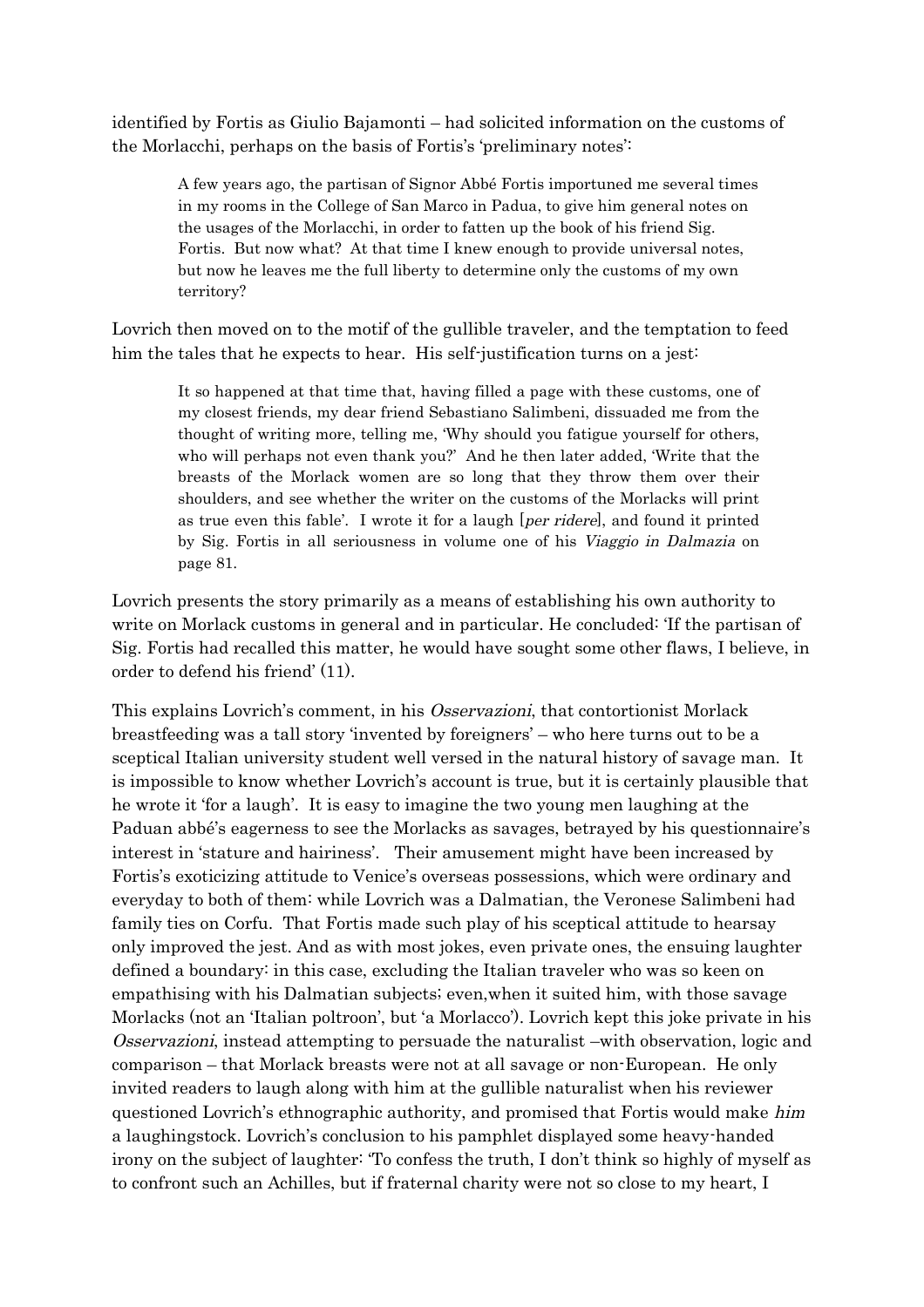identified by Fortis as Giulio Bajamonti – had solicited information on the customs of the Morlacchi, perhaps on the basis of Fortis's 'preliminary notes':

> A few years ago, the partisan of Signor Abbé Fortis importuned me several times in my rooms in the College of San Marco in Padua, to give him general notes on the usages of the Morlacchi, in order to fatten up the book of his friend Sig. Fortis. But now what? At that time I knew enough to provide universal notes, but now he leaves me the full liberty to determine only the customs of my own territory?

Lovrich then moved on to the motif of the gullible traveler, and the temptation to feed him the tales that he expects to hear. His self-justification turns on a jest:

> It so happened at that time that, having filled a page with these customs, one of my closest friends, my dear friend Sebastiano Salimbeni, dissuaded me from the thought of writing more, telling me, 'Why should you fatigue yourself for others, who will perhaps not even thank you?' And he then later added, 'Write that the breasts of the Morlack women are so long that they throw them over their shoulders, and see whether the writer on the customs of the Morlacks will print as true even this fable'. I wrote it for a laugh [*per ridere*], and found it printed by Sig. Fortis in all seriousness in volume one of his *Viaggio in Dalmazia* on page 81.

Lovrich presents the story primarily as a means of establishing his own authority to write on Morlack customs in general and in particular. He concluded: 'If the partisan of Sig. Fortis had recalled this matter, he would have sought some other flaws, I believe, in order to defend his friend' (11).

This explains Lovrich's comment, in his *Osservazioni*, that contortionist Morlack breastfeeding was a tall story 'invented by foreigners' – who here turns out to be a sceptical Italian university student well versed in the natural history of savage man. It is impossible to know whether Lovrich's account is true, but it is certainly plausible that he wrote it 'for a laugh'. It is easy to imagine the two young men laughing at the Paduan abbé's eagerness to see the Morlacks as savages, betrayed by his questionnaire's interest in 'stature and hairiness'. Their amusement might have been increased by Fortis's exoticizing attitude to Venice's overseas possessions, which were ordinary and everyday to both of them: while Lovrich was a Dalmatian, the Veronese Salimbeni had family ties on Corfu. That Fortis made such play of his sceptical attitude to hearsay only improved the jest. And as with most jokes, even private ones, the ensuing laughter defined a boundary: in this case, excluding the Italian traveler who was so keen on empathising with his Dalmatian subjects; even,when it suited him, with those savage Morlacks (not an 'Italian poltroon', but 'a Morlacco'). Lovrich kept this joke private in his *Osservazioni*, instead attempting to persuade the naturalist –with observation, logic and comparison – that Morlack breasts were not at all savage or non-European. He only invited readers to laugh along with him at the gullible naturalist when his reviewer questioned Lovrich's ethnographic authority, and promised that Fortis would make *him* a laughingstock. Lovrich's conclusion to his pamphlet displayed some heavy-handed irony on the subject of laughter: 'To confess the truth, I don't think so highly of myself as to confront such an Achilles, but if fraternal charity were not so close to my heart, I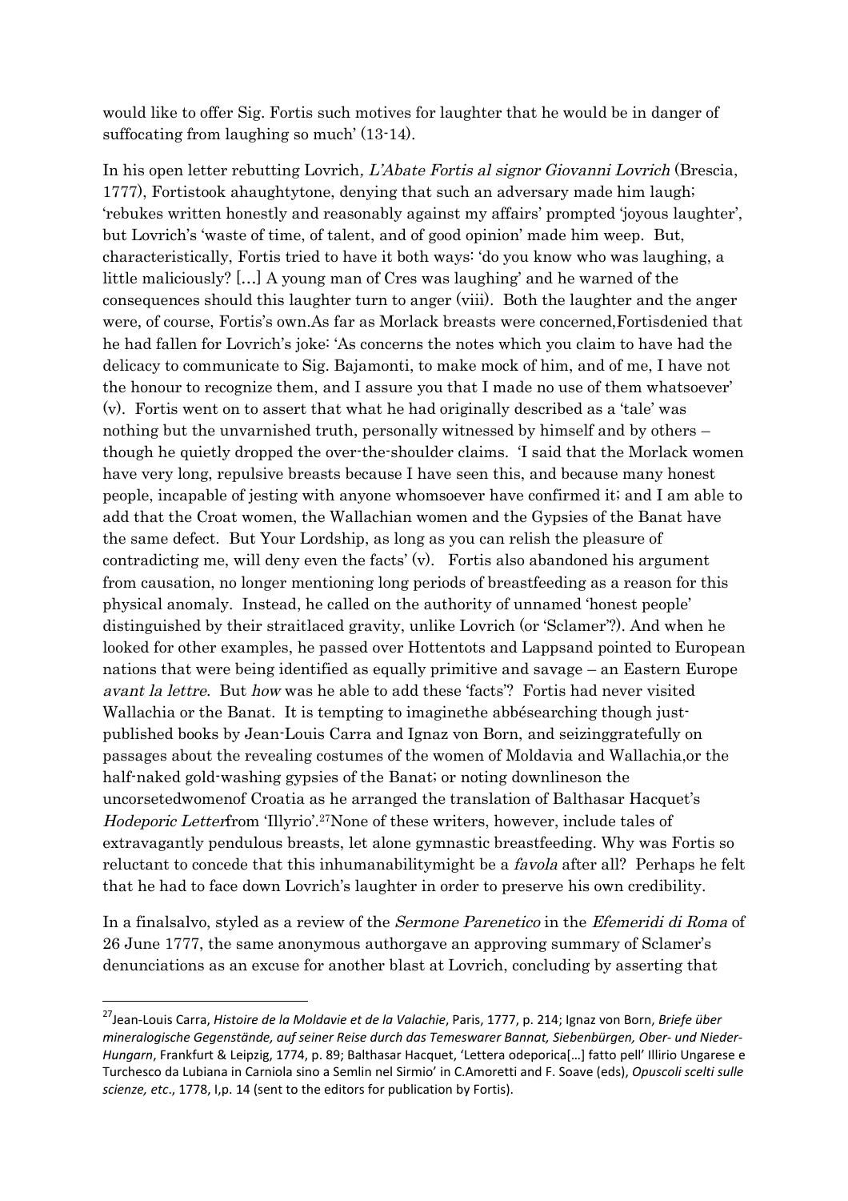would like to offer Sig. Fortis such motives for laughter that he would be in danger of suffocating from laughing so much' (13-14).

In his open letter rebutting Lovrich, *L'Abate Fortis al signor Giovanni Lovrich* (Brescia, 1777), Fortistook ahaughtytone, denying that such an adversary made him laugh; 'rebukes written honestly and reasonably against my affairs' prompted 'joyous laughter', but Lovrich's 'waste of time, of talent, and of good opinion' made him weep. But, characteristically, Fortis tried to have it both ways: 'do you know who was laughing, a little maliciously? […] A young man of Cres was laughing' and he warned of the consequences should this laughter turn to anger (viii). Both the laughter and the anger were, of course, Fortis's own.As far as Morlack breasts were concerned,Fortisdenied that he had fallen for Lovrich's joke: 'As concerns the notes which you claim to have had the delicacy to communicate to Sig. Bajamonti, to make mock of him, and of me, I have not the honour to recognize them, and I assure you that I made no use of them whatsoever' (v). Fortis went on to assert that what he had originally described as a 'tale' was nothing but the unvarnished truth, personally witnessed by himself and by others – though he quietly dropped the over-the-shoulder claims. 'I said that the Morlack women have very long, repulsive breasts because I have seen this, and because many honest people, incapable of jesting with anyone whomsoever have confirmed it; and I am able to add that the Croat women, the Wallachian women and the Gypsies of the Banat have the same defect. But Your Lordship, as long as you can relish the pleasure of contradicting me, will deny even the facts' (v). Fortis also abandoned his argument from causation, no longer mentioning long periods of breastfeeding as a reason for this physical anomaly. Instead, he called on the authority of unnamed 'honest people' distinguished by their straitlaced gravity, unlike Lovrich (or 'Sclamer'?). And when he looked for other examples, he passed over Hottentots and Lappsand pointed to European nations that were being identified as equally primitive and savage – an Eastern Europe *avant la lettre*. But *how* was he able to add these 'facts'? Fortis had never visited Wallachia or the Banat. It is tempting to imaginethe abbésearching though just-published books by Jean-Louis Carra and Ignaz von Born, and seizinggratefully on passages about the revealing costumes of the women of Moldavia and Wallachia,or the half-naked gold-washing gypsies of the Banat; or noting downlineson the uncorsetedwomenof Croatia as he arranged the translation of Balthasar Hacquet's *Hodeporic Letter*from 'Illyrio'.[27]None of these writers, however, include tales of extravagantly pendulous breasts, let alone gymnastic breastfeeding. Why was Fortis so reluctant to concede that this inhumanabilitymight be a *favola* after all? Perhaps he felt that he had to face down Lovrich's laughter in order to preserve his own credibility.

In a finalsalvo, styled as a review of the *Sermone Parenetico* in the *Efemeridi di Roma* of 26 June 1777, the same anonymous authorgave an approving summary of Sclamer's denunciations as an excuse for another blast at Lovrich, concluding by asserting that

---

[27]Jean-Louis Carra, *Histoire de la Moldavie et de la Valachie*, Paris, 1777, p. 214; Ignaz von Born, *Briefe über mineralogische Gegenstände, auf seiner Reise durch das Temeswarer Bannat, Siebenbürgen, Ober- und Nieder-Hungarn*, Frankfurt & Leipzig, 1774, p. 89; Balthasar Hacquet, 'Lettera odeporica[…] fatto pell' Illirio Ungarese e Turchesco da Lubiana in Carniola sino a Semlin nel Sirmio' in C.Amoretti and F. Soave (eds), *Opuscoli scelti sulle scienze, etc*., 1778, I,p. 14 (sent to the editors for publication by Fortis).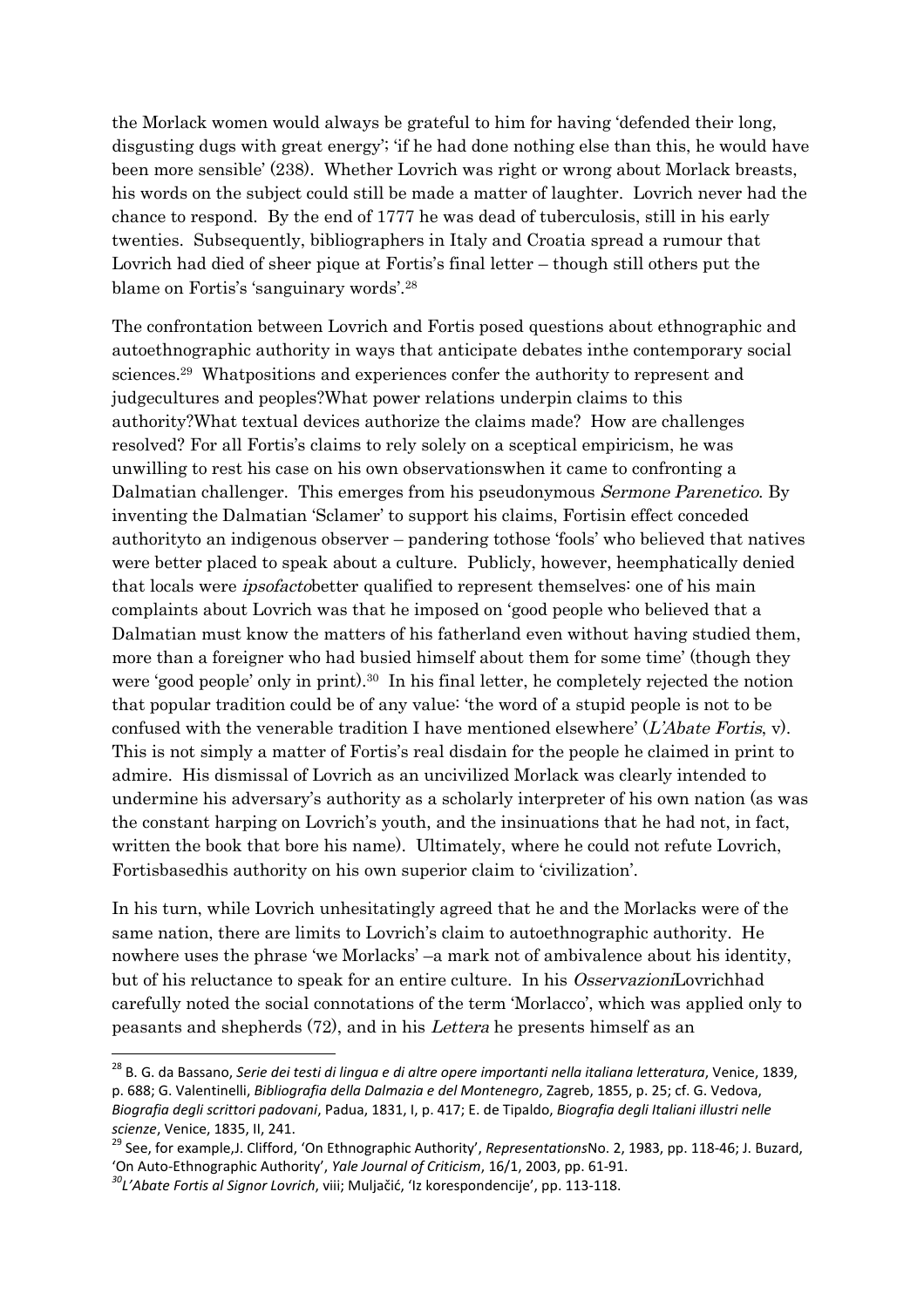the Morlack women would always be grateful to him for having 'defended their long, disgusting dugs with great energy'; 'if he had done nothing else than this, he would have been more sensible' (238). Whether Lovrich was right or wrong about Morlack breasts, his words on the subject could still be made a matter of laughter. Lovrich never had the chance to respond. By the end of 1777 he was dead of tuberculosis, still in his early twenties. Subsequently, bibliographers in Italy and Croatia spread a rumour that Lovrich had died of sheer pique at Fortis's final letter – though still others put the blame on Fortis's 'sanguinary words'.[28]

The confrontation between Lovrich and Fortis posed questions about ethnographic and autoethnographic authority in ways that anticipate debates inthe contemporary social sciences.[29] Whatpositions and experiences confer the authority to represent and judgecultures and peoples?What power relations underpin claims to this authority?What textual devices authorize the claims made? How are challenges resolved? For all Fortis's claims to rely solely on a sceptical empiricism, he was unwilling to rest his case on his own observationswhen it came to confronting a Dalmatian challenger. This emerges from his pseudonymous *Sermone Parenetico*. By inventing the Dalmatian 'Sclamer' to support his claims, Fortisin effect conceded authorityto an indigenous observer – pandering tothose 'fools' who believed that natives were better placed to speak about a culture. Publicly, however, heemphatically denied that locals were *ipsofacto*better qualified to represent themselves: one of his main complaints about Lovrich was that he imposed on 'good people who believed that a Dalmatian must know the matters of his fatherland even without having studied them, more than a foreigner who had busied himself about them for some time' (though they were 'good people' only in print).[30] In his final letter, he completely rejected the notion that popular tradition could be of any value: 'the word of a stupid people is not to be confused with the venerable tradition I have mentioned elsewhere' (*L'Abate Fortis*, v). This is not simply a matter of Fortis's real disdain for the people he claimed in print to admire. His dismissal of Lovrich as an uncivilized Morlack was clearly intended to undermine his adversary's authority as a scholarly interpreter of his own nation (as was the constant harping on Lovrich's youth, and the insinuations that he had not, in fact, written the book that bore his name). Ultimately, where he could not refute Lovrich, Fortisbasedhis authority on his own superior claim to 'civilization'.

In his turn, while Lovrich unhesitatingly agreed that he and the Morlacks were of the same nation, there are limits to Lovrich's claim to autoethnographic authority. He nowhere uses the phrase 'we Morlacks' –a mark not of ambivalence about his identity, but of his reluctance to speak for an entire culture. In his *Osservazioni*Lovrichhad carefully noted the social connotations of the term 'Morlacco', which was applied only to peasants and shepherds (72), and in his *Lettera* he presents himself as an

---

[28] B. G. da Bassano, *Serie dei testi di lingua e di altre opere importanti nella italiana letteratura*, Venice, 1839, p. 688; G. Valentinelli, *Bibliografia della Dalmazia e del Montenegro*, Zagreb, 1855, p. 25; cf. G. Vedova, *Biografia degli scrittori padovani*, Padua, 1831, I, p. 417; E. de Tipaldo, *Biografia degli Italiani illustri nelle scienze*, Venice, 1835, II, 241.

[29] See, for example,J. Clifford, 'On Ethnographic Authority', *Representations*No. 2, 1983, pp. 118-46; J. Buzard, 'On Auto-Ethnographic Authority', *Yale Journal of Criticism*, 16/1, 2003, pp. 61-91.

[30] *L'Abate Fortis al Signor Lovrich*, viii; Muljačić, 'Iz korespondencije', pp. 113-118.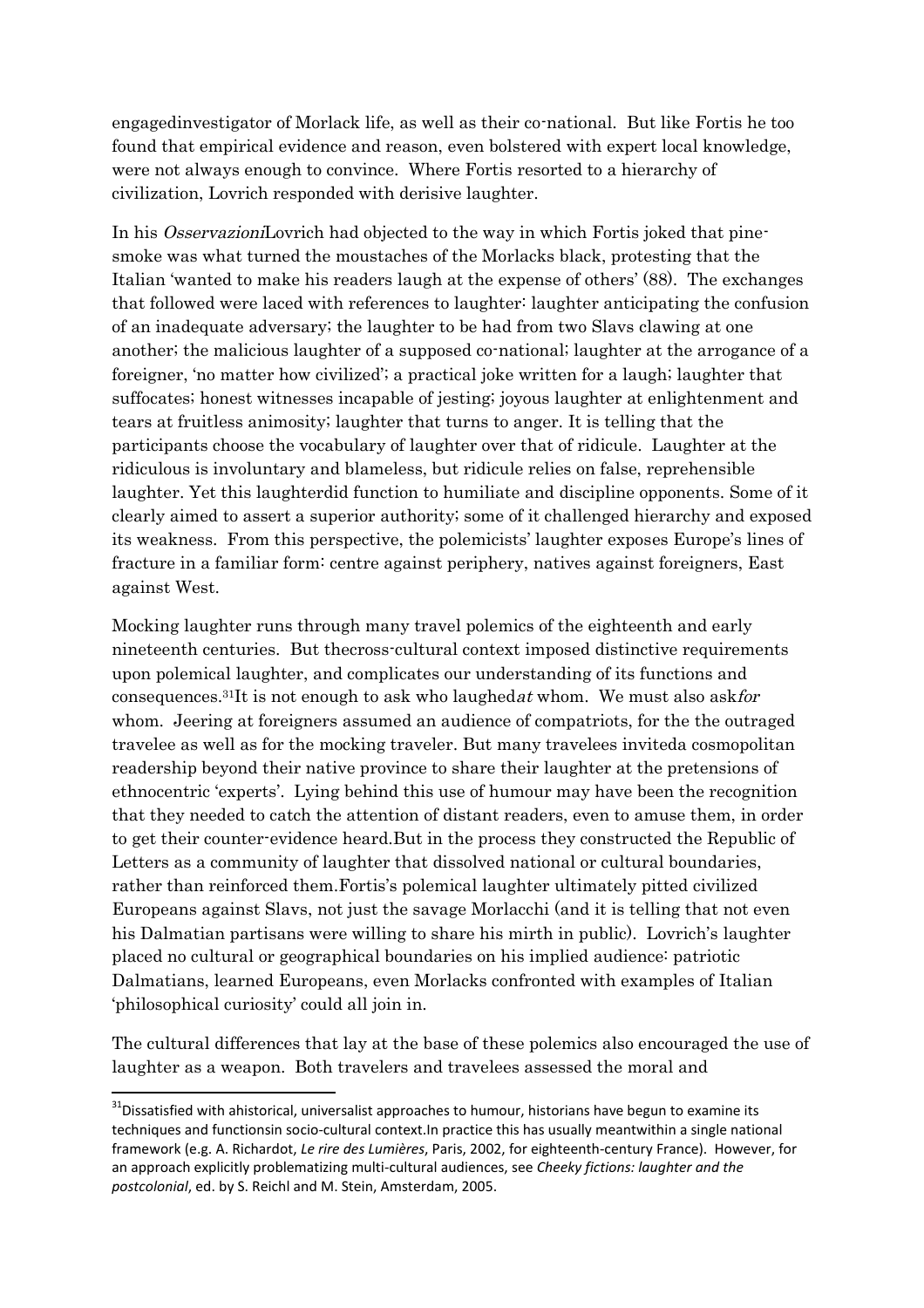engagedinvestigator of Morlack life, as well as their co-national. But like Fortis he too found that empirical evidence and reason, even bolstered with expert local knowledge, were not always enough to convince. Where Fortis resorted to a hierarchy of civilization, Lovrich responded with derisive laughter.

In his *Osservazioni*Lovrich had objected to the way in which Fortis joked that pine-smoke was what turned the moustaches of the Morlacks black, protesting that the Italian 'wanted to make his readers laugh at the expense of others' (88). The exchanges that followed were laced with references to laughter: laughter anticipating the confusion of an inadequate adversary; the laughter to be had from two Slavs clawing at one another; the malicious laughter of a supposed co-national; laughter at the arrogance of a foreigner, 'no matter how civilized'; a practical joke written for a laugh; laughter that suffocates; honest witnesses incapable of jesting; joyous laughter at enlightenment and tears at fruitless animosity; laughter that turns to anger. It is telling that the participants choose the vocabulary of laughter over that of ridicule. Laughter at the ridiculous is involuntary and blameless, but ridicule relies on false, reprehensible laughter. Yet this laughterdid function to humiliate and discipline opponents. Some of it clearly aimed to assert a superior authority; some of it challenged hierarchy and exposed its weakness. From this perspective, the polemicists' laughter exposes Europe's lines of fracture in a familiar form: centre against periphery, natives against foreigners, East against West.

Mocking laughter runs through many travel polemics of the eighteenth and early nineteenth centuries. But thecross-cultural context imposed distinctive requirements upon polemical laughter, and complicates our understanding of its functions and consequences.[31]It is not enough to ask who laughed*at* whom. We must also ask*for* whom. Jeering at foreigners assumed an audience of compatriots, for the the outraged travelee as well as for the mocking traveler. But many travelees inviteda cosmopolitan readership beyond their native province to share their laughter at the pretensions of ethnocentric 'experts'. Lying behind this use of humour may have been the recognition that they needed to catch the attention of distant readers, even to amuse them, in order to get their counter-evidence heard.But in the process they constructed the Republic of Letters as a community of laughter that dissolved national or cultural boundaries, rather than reinforced them.Fortis's polemical laughter ultimately pitted civilized Europeans against Slavs, not just the savage Morlacchi (and it is telling that not even his Dalmatian partisans were willing to share his mirth in public). Lovrich's laughter placed no cultural or geographical boundaries on his implied audience: patriotic Dalmatians, learned Europeans, even Morlacks confronted with examples of Italian 'philosophical curiosity' could all join in.

The cultural differences that lay at the base of these polemics also encouraged the use of laughter as a weapon. Both travelers and travelees assessed the moral and

[31]Dissatisfied with ahistorical, universalist approaches to humour, historians have begun to examine its techniques and functionsin socio-cultural context.In practice this has usually meantwithin a single national framework (e.g. A. Richardot, *Le rire des Lumières*, Paris, 2002, for eighteenth-century France). However, for an approach explicitly problematizing multi-cultural audiences, see *Cheeky fictions: laughter and the postcolonial*, ed. by S. Reichl and M. Stein, Amsterdam, 2005.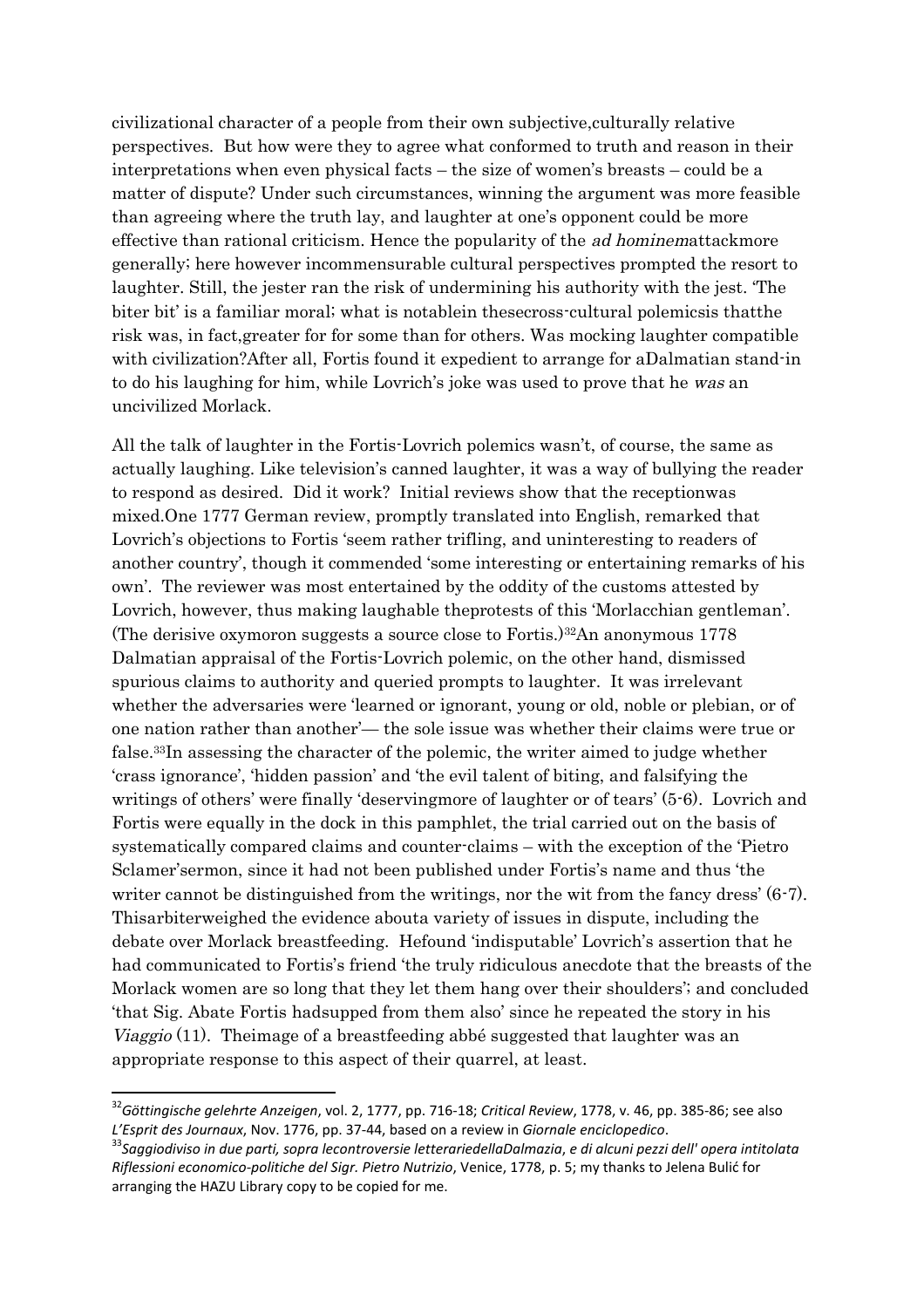civilizational character of a people from their own subjective,culturally relative perspectives. But how were they to agree what conformed to truth and reason in their interpretations when even physical facts – the size of women's breasts – could be a matter of dispute? Under such circumstances, winning the argument was more feasible than agreeing where the truth lay, and laughter at one's opponent could be more effective than rational criticism. Hence the popularity of the *ad hominem*attackmore generally; here however incommensurable cultural perspectives prompted the resort to laughter. Still, the jester ran the risk of undermining his authority with the jest. 'The biter bit' is a familiar moral; what is notablein thesecross-cultural polemicsis thatthe risk was, in fact,greater for for some than for others. Was mocking laughter compatible with civilization?After all, Fortis found it expedient to arrange for aDalmatian stand-in to do his laughing for him, while Lovrich's joke was used to prove that he *was* an uncivilized Morlack.

All the talk of laughter in the Fortis-Lovrich polemics wasn't, of course, the same as actually laughing. Like television's canned laughter, it was a way of bullying the reader to respond as desired. Did it work? Initial reviews show that the receptionwas mixed.One 1777 German review, promptly translated into English, remarked that Lovrich's objections to Fortis 'seem rather trifling, and uninteresting to readers of another country', though it commended 'some interesting or entertaining remarks of his own'. The reviewer was most entertained by the oddity of the customs attested by Lovrich, however, thus making laughable theprotests of this 'Morlacchian gentleman'. (The derisive oxymoron suggests a source close to Fortis.)[32]An anonymous 1778 Dalmatian appraisal of the Fortis-Lovrich polemic, on the other hand, dismissed spurious claims to authority and queried prompts to laughter. It was irrelevant whether the adversaries were 'learned or ignorant, young or old, noble or plebian, or of one nation rather than another'— the sole issue was whether their claims were true or false.[33]In assessing the character of the polemic, the writer aimed to judge whether 'crass ignorance', 'hidden passion' and 'the evil talent of biting, and falsifying the writings of others' were finally 'deservingmore of laughter or of tears' (5-6). Lovrich and Fortis were equally in the dock in this pamphlet, the trial carried out on the basis of systematically compared claims and counter-claims – with the exception of the 'Pietro Sclamer'sermon, since it had not been published under Fortis's name and thus 'the writer cannot be distinguished from the writings, nor the wit from the fancy dress' (6-7). Thisarbiterweighed the evidence abouta variety of issues in dispute, including the debate over Morlack breastfeeding. Hefound 'indisputable' Lovrich's assertion that he had communicated to Fortis's friend 'the truly ridiculous anecdote that the breasts of the Morlack women are so long that they let them hang over their shoulders'; and concluded 'that Sig. Abate Fortis hadsupped from them also' since he repeated the story in his *Viaggio* (11). Theimage of a breastfeeding abbé suggested that laughter was an appropriate response to this aspect of their quarrel, at least.

---

[32] *Göttingische gelehrte Anzeigen*, vol. 2, 1777, pp. 716-18; *Critical Review*, 1778, v. 46, pp. 385-86; see also *L'Esprit des Journaux*, Nov. 1776, pp. 37-44, based on a review in *Giornale enciclopedico*.

[33] *Saggiodiviso in due parti, sopra lecontroversie letterariedellaDalmazia*, *e di alcuni pezzi dell' opera intitolata Riflessioni economico-politiche del Sigr. Pietro Nutrizio*, Venice, 1778, p. 5; my thanks to Jelena Bulić for arranging the HAZU Library copy to be copied for me.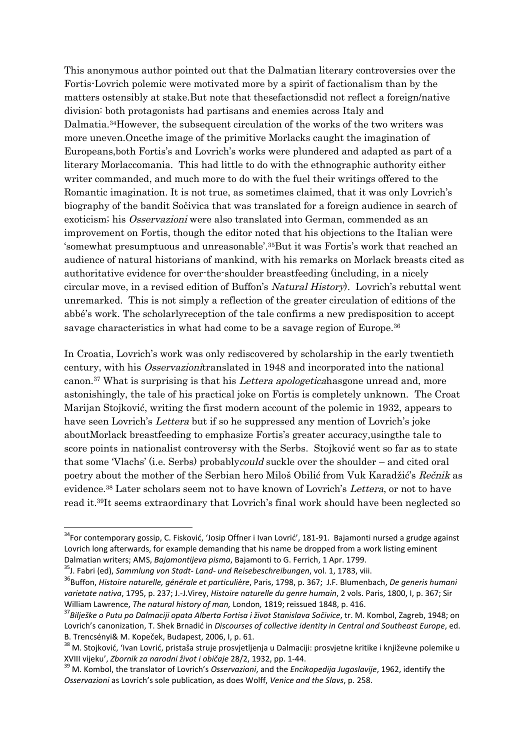This anonymous author pointed out that the Dalmatian literary controversies over the Fortis-Lovrich polemic were motivated more by a spirit of factionalism than by the matters ostensibly at stake.But note that thesefactionsdid not reflect a foreign/native division: both protagonists had partisans and enemies across Italy and Dalmatia.[34]However, the subsequent circulation of the works of the two writers was more uneven.Oncethe image of the primitive Morlacks caught the imagination of Europeans,both Fortis's and Lovrich's works were plundered and adapted as part of a literary Morlaccomania. This had little to do with the ethnographic authority either writer commanded, and much more to do with the fuel their writings offered to the Romantic imagination. It is not true, as sometimes claimed, that it was only Lovrich's biography of the bandit Sočivica that was translated for a foreign audience in search of exoticism; his *Osservazioni* were also translated into German, commended as an improvement on Fortis, though the editor noted that his objections to the Italian were 'somewhat presumptuous and unreasonable'.[35]But it was Fortis's work that reached an audience of natural historians of mankind, with his remarks on Morlack breasts cited as authoritative evidence for over-the-shoulder breastfeeding (including, in a nicely circular move, in a revised edition of Buffon's *Natural History*). Lovrich's rebuttal went unremarked. This is not simply a reflection of the greater circulation of editions of the abbé's work. The scholarlyreception of the tale confirms a new predisposition to accept savage characteristics in what had come to be a savage region of Europe.[36]

In Croatia, Lovrich's work was only rediscovered by scholarship in the early twentieth century, with his *Osservazioni*translated in 1948 and incorporated into the national canon.[37] What is surprising is that his *Lettera apologetica*hasgone unread and, more astonishingly, the tale of his practical joke on Fortis is completely unknown. The Croat Marijan Stojković, writing the first modern account of the polemic in 1932, appears to have seen Lovrich's *Lettera* but if so he suppressed any mention of Lovrich's joke aboutMorlack breastfeeding to emphasize Fortis's greater accuracy,usingthe tale to score points in nationalist controversy with the Serbs. Stojković went so far as to state that some 'Vlachs' (i.e. Serbs) probably*could* suckle over the shoulder – and cited oral poetry about the mother of the Serbian hero Miloš Obilić from Vuk Karadžić's *Rečnik* as evidence.[38] Later scholars seem not to have known of Lovrich's *Lettera*, or not to have read it.[39]It seems extraordinary that Lovrich's final work should have been neglected so

---

[34]For contemporary gossip, C. Fisković, 'Josip Offner i Ivan Lovrić', 181-91. Bajamonti nursed a grudge against Lovrich long afterwards, for example demanding that his name be dropped from a work listing eminent Dalmatian writers; AMS, *Bajamontijeva pisma*, Bajamonti to G. Ferrich, 1 Apr. 1799.

[35]J. Fabri (ed), *Sammlung von Stadt- Land- und Reisebeschreibungen*, vol. 1, 1783, viii.

[36]Buffon, *Histoire naturelle, générale et particulière*, Paris, 1798, p. 367; J.F. Blumenbach, *De generis humani varietate nativa*, 1795, p. 237; J.-J.Virey, *Histoire naturelle du genre humain*, 2 vols. Paris, 1800, I, p. 367; Sir William Lawrence, *The natural history of man,* London*,* 1819; reissued 1848, p. 416.

[37]*Bilješke o Putu po Dalmaciji opata Alberta Fortisa i život Stanislava Sočivice*, tr. M. Kombol, Zagreb, 1948; on Lovrich's canonization, T. Shek Brnadić in *Discourses of collective identity in Central and Southeast Europe*, ed. B. Trencsényi& M. Kopeček, Budapest, 2006, I, p. 61.

[38] M. Stojković, 'Ivan Lovrić, pristaša struje prosvjetljenja u Dalmaciji: prosvjetne kritike i književne polemike u XVIII vijeku', *Zbornik za narodni život i običaje* 28/2, 1932, pp. 1-44.

[39] M. Kombol, the translator of Lovrich's *Osservazioni*, and the *Encikopedija Jugoslavije*, 1962, identify the *Osservazioni* as Lovrich's sole publication, as does Wolff, *Venice and the Slavs*, p. 258.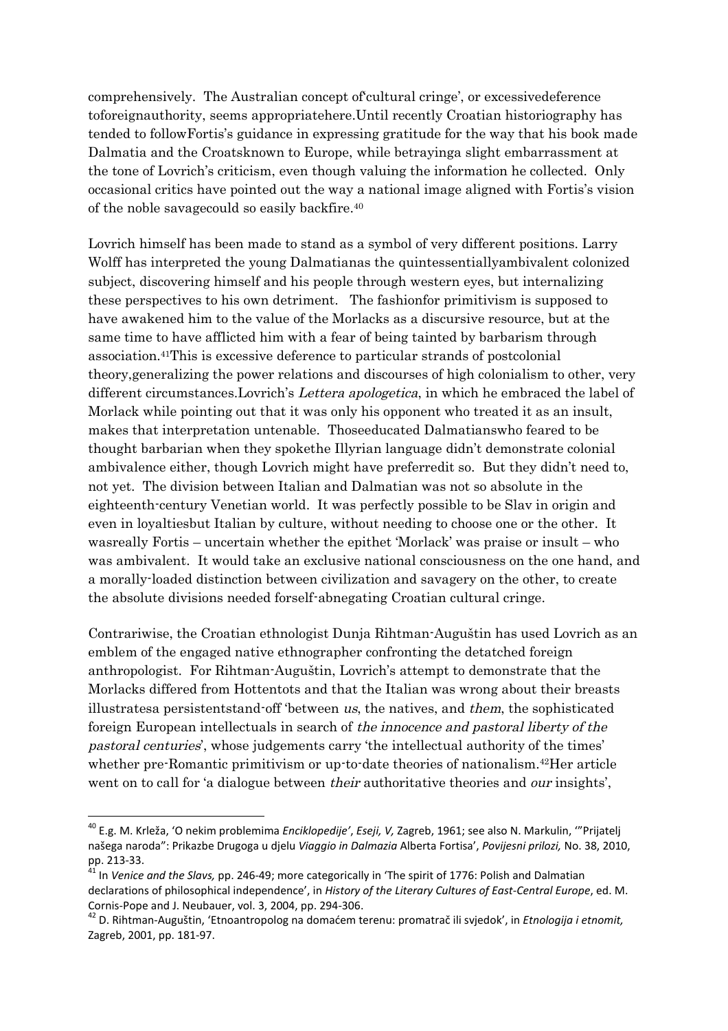comprehensively. The Australian concept of'cultural cringe', or excessivedeference toforeignauthority, seems appropriatehere.Until recently Croatian historiography has tended to followFortis's guidance in expressing gratitude for the way that his book made Dalmatia and the Croatsknown to Europe, while betrayinga slight embarrassment at the tone of Lovrich's criticism, even though valuing the information he collected. Only occasional critics have pointed out the way a national image aligned with Fortis's vision of the noble savagecould so easily backfire.[40]

Lovrich himself has been made to stand as a symbol of very different positions. Larry Wolff has interpreted the young Dalmatianas the quintessentiallyambivalent colonized subject, discovering himself and his people through western eyes, but internalizing these perspectives to his own detriment. The fashionfor primitivism is supposed to have awakened him to the value of the Morlacks as a discursive resource, but at the same time to have afflicted him with a fear of being tainted by barbarism through association.[41]This is excessive deference to particular strands of postcolonial theory,generalizing the power relations and discourses of high colonialism to other, very different circumstances.Lovrich's *Lettera apologetica*, in which he embraced the label of Morlack while pointing out that it was only his opponent who treated it as an insult, makes that interpretation untenable. Thoseeducated Dalmatianswho feared to be thought barbarian when they spokethe Illyrian language didn't demonstrate colonial ambivalence either, though Lovrich might have preferredit so. But they didn't need to, not yet. The division between Italian and Dalmatian was not so absolute in the eighteenth-century Venetian world. It was perfectly possible to be Slav in origin and even in loyaltiesbut Italian by culture, without needing to choose one or the other. It wasreally Fortis – uncertain whether the epithet 'Morlack' was praise or insult – who was ambivalent. It would take an exclusive national consciousness on the one hand, and a morally-loaded distinction between civilization and savagery on the other, to create the absolute divisions needed forself-abnegating Croatian cultural cringe.

Contrariwise, the Croatian ethnologist Dunja Rihtman-Auguštin has used Lovrich as an emblem of the engaged native ethnographer confronting the detatched foreign anthropologist. For Rihtman-Auguštin, Lovrich's attempt to demonstrate that the Morlacks differed from Hottentots and that the Italian was wrong about their breasts illustratesa persistentstand-off 'between *us*, the natives, and *them*, the sophisticated foreign European intellectuals in search of *the innocence and pastoral liberty of the pastoral centuries*', whose judgements carry 'the intellectual authority of the times' whether pre-Romantic primitivism or up-to-date theories of nationalism.[42]Her article went on to call for 'a dialogue between *their* authoritative theories and *our* insights',

---

[40] E.g. M. Krleža, 'O nekim problemima *Enciklopedije*', *Eseji, V,* Zagreb, 1961; see also N. Markulin, '"Prijatelj našega naroda": Prikazbe Drugoga u djelu *Viaggio in Dalmazia* Alberta Fortisa', *Povijesni prilozi,* No. 38, 2010, pp. 213-33.

[41] In *Venice and the Slavs,* pp. 246-49; more categorically in 'The spirit of 1776: Polish and Dalmatian declarations of philosophical independence', in *History of the Literary Cultures of East-Central Europe*, ed. M. Cornis-Pope and J. Neubauer, vol. 3, 2004, pp. 294-306.

[42] D. Rihtman-Auguštin, 'Etnoantropolog na domaćem terenu: promatrač ili svjedok', in *Etnologija i etnomit,* Zagreb, 2001, pp. 181-97.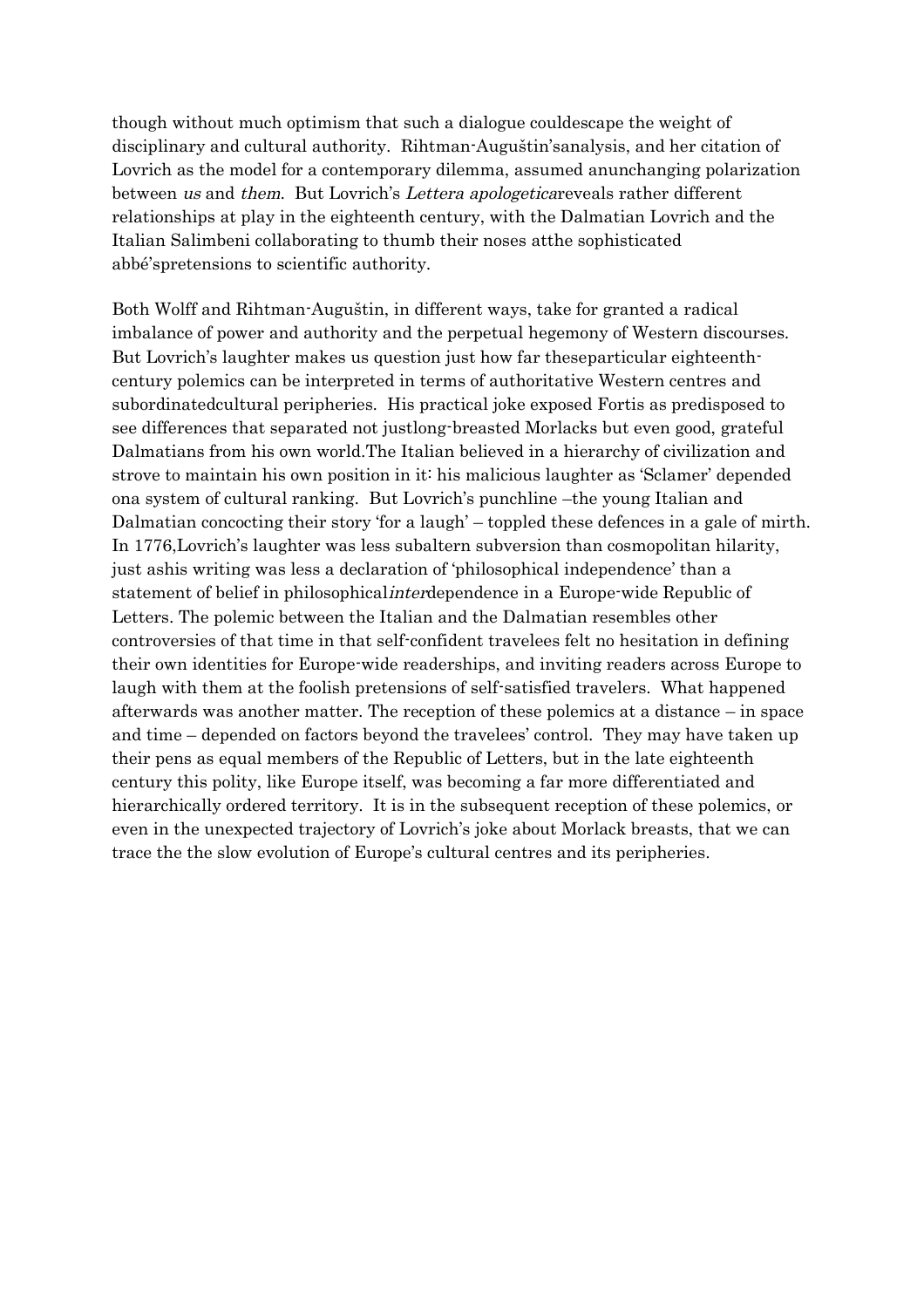though without much optimism that such a dialogue couldescape the weight of disciplinary and cultural authority. Rihtman-Auguštin'sanalysis, and her citation of Lovrich as the model for a contemporary dilemma, assumed anunchanging polarization between *us* and *them*. But Lovrich's *Lettera apologetica*reveals rather different relationships at play in the eighteenth century, with the Dalmatian Lovrich and the Italian Salimbeni collaborating to thumb their noses atthe sophisticated abbé'spretensions to scientific authority.

Both Wolff and Rihtman-Auguštin, in different ways, take for granted a radical imbalance of power and authority and the perpetual hegemony of Western discourses. But Lovrich's laughter makes us question just how far theseparticular eighteenth-century polemics can be interpreted in terms of authoritative Western centres and subordinatedcultural peripheries. His practical joke exposed Fortis as predisposed to see differences that separated not justlong-breasted Morlacks but even good, grateful Dalmatians from his own world.The Italian believed in a hierarchy of civilization and strove to maintain his own position in it: his malicious laughter as 'Sclamer' depended ona system of cultural ranking. But Lovrich's punchline –the young Italian and Dalmatian concocting their story 'for a laugh' – toppled these defences in a gale of mirth. In 1776,Lovrich's laughter was less subaltern subversion than cosmopolitan hilarity, just ashis writing was less a declaration of 'philosophical independence' than a statement of belief in philosophical*inter*dependence in a Europe-wide Republic of Letters. The polemic between the Italian and the Dalmatian resembles other controversies of that time in that self-confident travelees felt no hesitation in defining their own identities for Europe-wide readerships, and inviting readers across Europe to laugh with them at the foolish pretensions of self-satisfied travelers. What happened afterwards was another matter. The reception of these polemics at a distance – in space and time – depended on factors beyond the travelees' control. They may have taken up their pens as equal members of the Republic of Letters, but in the late eighteenth century this polity, like Europe itself, was becoming a far more differentiated and hierarchically ordered territory. It is in the subsequent reception of these polemics, or even in the unexpected trajectory of Lovrich's joke about Morlack breasts, that we can trace the the slow evolution of Europe's cultural centres and its peripheries.